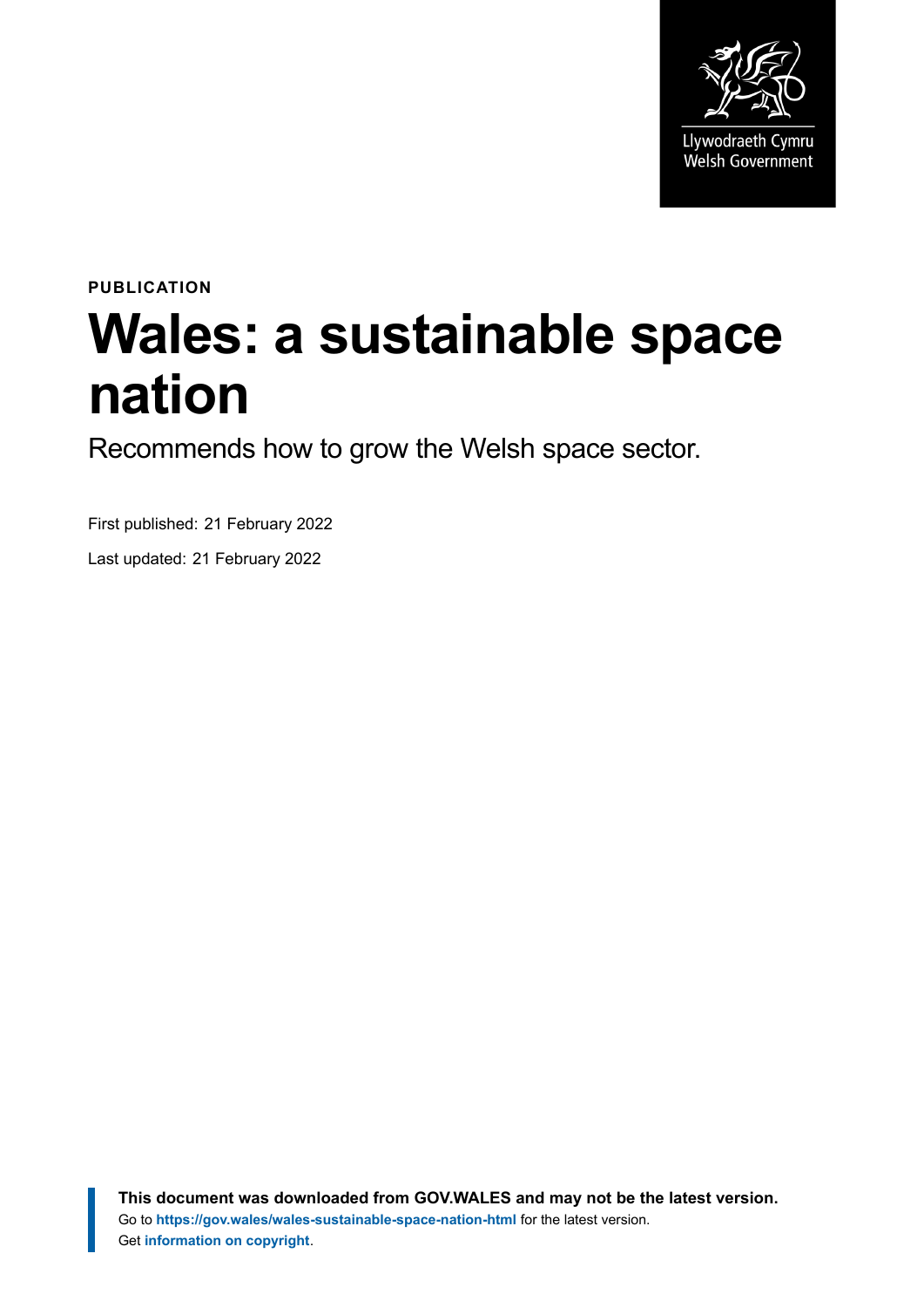Llywodraeth Cymru
Welsh Government

PUBLICATION

# Wales: a sustainable space nation

Recommends how to grow the Welsh space sector.

First published: 21 February 2022

Last updated: 21 February 2022

**This document was downloaded from GOV.WALES and may not be the latest version.**
Go to **https://gov.wales/wales-sustainable-space-nation-html** for the latest version.
Get **information on copyright**.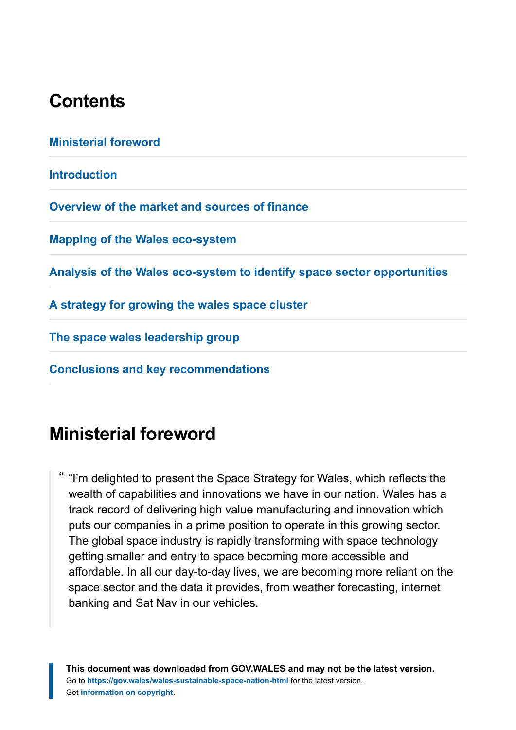## Contents

Ministerial foreword

Introduction

Overview of the market and sources of finance

Mapping of the Wales eco-system

Analysis of the Wales eco-system to identify space sector opportunities

A strategy for growing the wales space cluster

The space wales leadership group

Conclusions and key recommendations

## Ministerial foreword

> "I'm delighted to present the Space Strategy for Wales, which reflects the wealth of capabilities and innovations we have in our nation. Wales has a track record of delivering high value manufacturing and innovation which puts our companies in a prime position to operate in this growing sector. The global space industry is rapidly transforming with space technology getting smaller and entry to space becoming more accessible and affordable. In all our day-to-day lives, we are becoming more reliant on the space sector and the data it provides, from weather forecasting, internet banking and Sat Nav in our vehicles.

**This document was downloaded from GOV.WALES and may not be the latest version.**
Go to **https://gov.wales/wales-sustainable-space-nation-html** for the latest version.
Get **information on copyright**.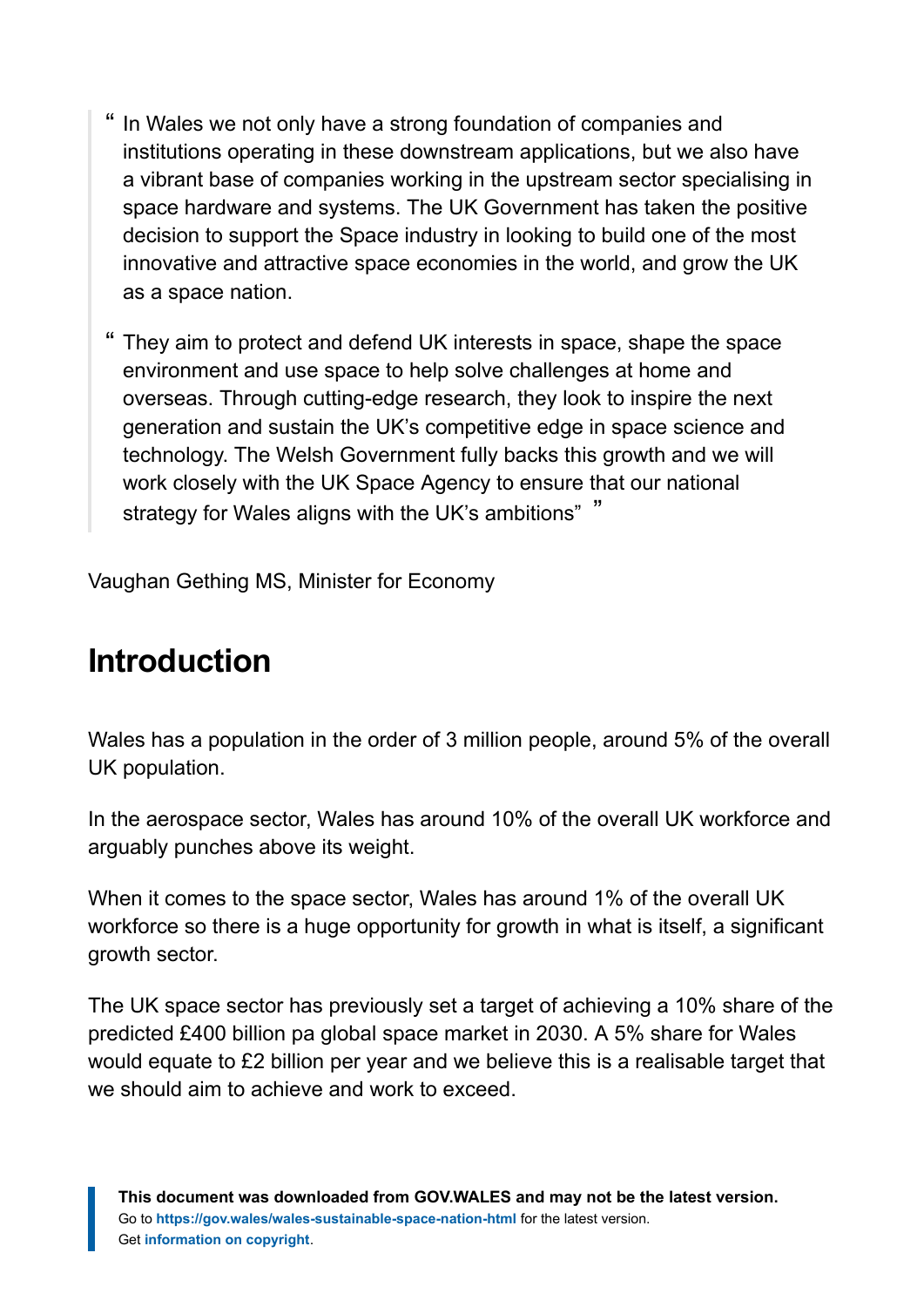> “ In Wales we not only have a strong foundation of companies and institutions operating in these downstream applications, but we also have a vibrant base of companies working in the upstream sector specialising in space hardware and systems. The UK Government has taken the positive decision to support the Space industry in looking to build one of the most innovative and attractive space economies in the world, and grow the UK as a space nation.
>
> “ They aim to protect and defend UK interests in space, shape the space environment and use space to help solve challenges at home and overseas. Through cutting-edge research, they look to inspire the next generation and sustain the UK’s competitive edge in space science and technology. The Welsh Government fully backs this growth and we will work closely with the UK Space Agency to ensure that our national strategy for Wales aligns with the UK’s ambitions” ”

Vaughan Gething MS, Minister for Economy

## Introduction

Wales has a population in the order of 3 million people, around 5% of the overall UK population.

In the aerospace sector, Wales has around 10% of the overall UK workforce and arguably punches above its weight.

When it comes to the space sector, Wales has around 1% of the overall UK workforce so there is a huge opportunity for growth in what is itself, a significant growth sector.

The UK space sector has previously set a target of achieving a 10% share of the predicted £400 billion pa global space market in 2030. A 5% share for Wales would equate to £2 billion per year and we believe this is a realisable target that we should aim to achieve and work to exceed.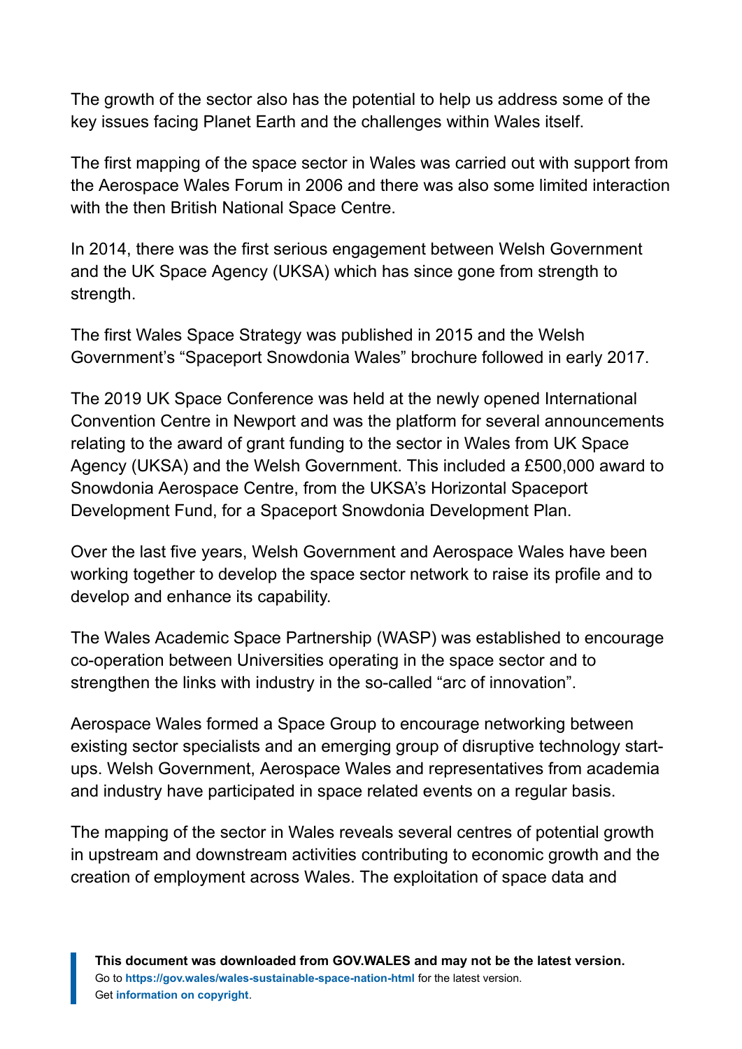The growth of the sector also has the potential to help us address some of the key issues facing Planet Earth and the challenges within Wales itself.

The first mapping of the space sector in Wales was carried out with support from the Aerospace Wales Forum in 2006 and there was also some limited interaction with the then British National Space Centre.

In 2014, there was the first serious engagement between Welsh Government and the UK Space Agency (UKSA) which has since gone from strength to strength.

The first Wales Space Strategy was published in 2015 and the Welsh Government's "Spaceport Snowdonia Wales" brochure followed in early 2017.

The 2019 UK Space Conference was held at the newly opened International Convention Centre in Newport and was the platform for several announcements relating to the award of grant funding to the sector in Wales from UK Space Agency (UKSA) and the Welsh Government. This included a £500,000 award to Snowdonia Aerospace Centre, from the UKSA's Horizontal Spaceport Development Fund, for a Spaceport Snowdonia Development Plan.

Over the last five years, Welsh Government and Aerospace Wales have been working together to develop the space sector network to raise its profile and to develop and enhance its capability.

The Wales Academic Space Partnership (WASP) was established to encourage co-operation between Universities operating in the space sector and to strengthen the links with industry in the so-called "arc of innovation".

Aerospace Wales formed a Space Group to encourage networking between existing sector specialists and an emerging group of disruptive technology start-ups. Welsh Government, Aerospace Wales and representatives from academia and industry have participated in space related events on a regular basis.

The mapping of the sector in Wales reveals several centres of potential growth in upstream and downstream activities contributing to economic growth and the creation of employment across Wales. The exploitation of space data and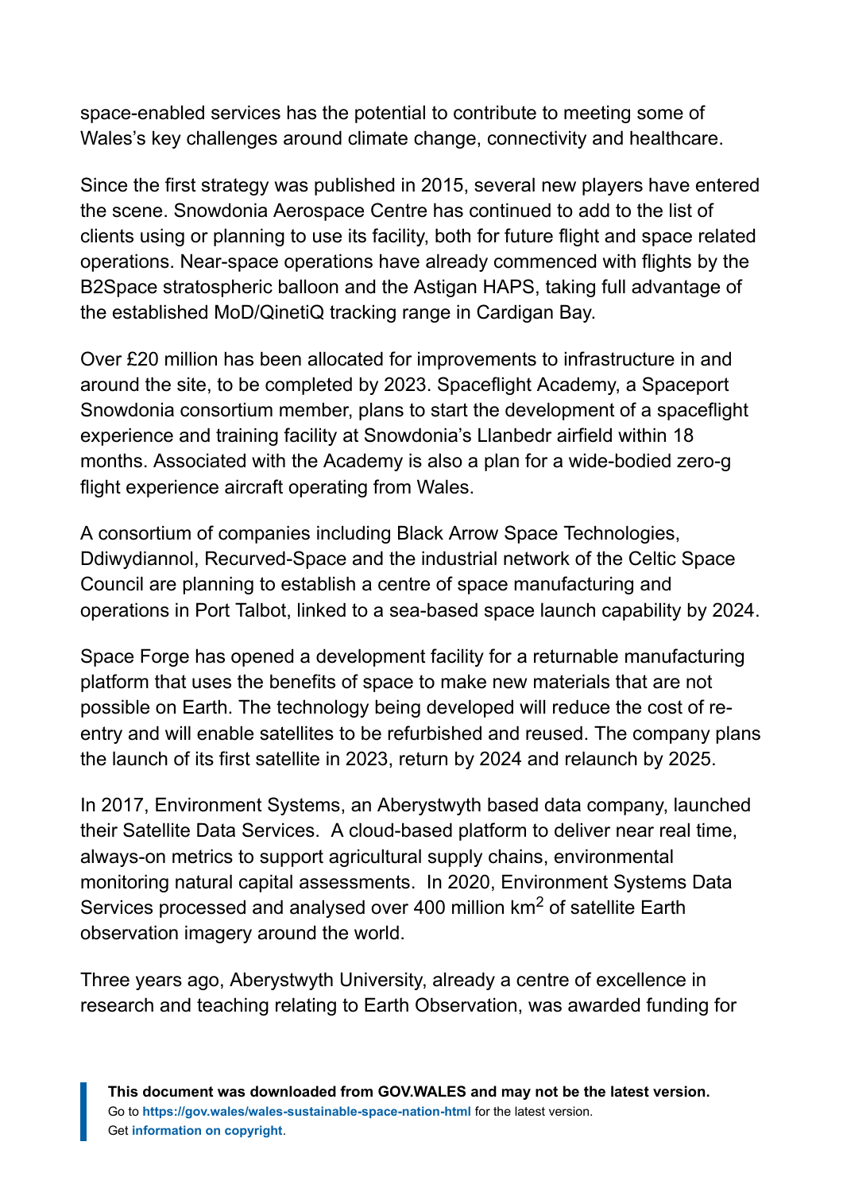space-enabled services has the potential to contribute to meeting some of Wales's key challenges around climate change, connectivity and healthcare.

Since the first strategy was published in 2015, several new players have entered the scene. Snowdonia Aerospace Centre has continued to add to the list of clients using or planning to use its facility, both for future flight and space related operations. Near-space operations have already commenced with flights by the B2Space stratospheric balloon and the Astigan HAPS, taking full advantage of the established MoD/QinetiQ tracking range in Cardigan Bay.

Over £20 million has been allocated for improvements to infrastructure in and around the site, to be completed by 2023. Spaceflight Academy, a Spaceport Snowdonia consortium member, plans to start the development of a spaceflight experience and training facility at Snowdonia's Llanbedr airfield within 18 months. Associated with the Academy is also a plan for a wide-bodied zero-g flight experience aircraft operating from Wales.

A consortium of companies including Black Arrow Space Technologies, Ddiwydiannol, Recurved-Space and the industrial network of the Celtic Space Council are planning to establish a centre of space manufacturing and operations in Port Talbot, linked to a sea-based space launch capability by 2024.

Space Forge has opened a development facility for a returnable manufacturing platform that uses the benefits of space to make new materials that are not possible on Earth. The technology being developed will reduce the cost of re-entry and will enable satellites to be refurbished and reused. The company plans the launch of its first satellite in 2023, return by 2024 and relaunch by 2025.

In 2017, Environment Systems, an Aberystwyth based data company, launched their Satellite Data Services. A cloud-based platform to deliver near real time, always-on metrics to support agricultural supply chains, environmental monitoring natural capital assessments. In 2020, Environment Systems Data Services processed and analysed over 400 million km$^2$ of satellite Earth observation imagery around the world.

Three years ago, Aberystwyth University, already a centre of excellence in research and teaching relating to Earth Observation, was awarded funding for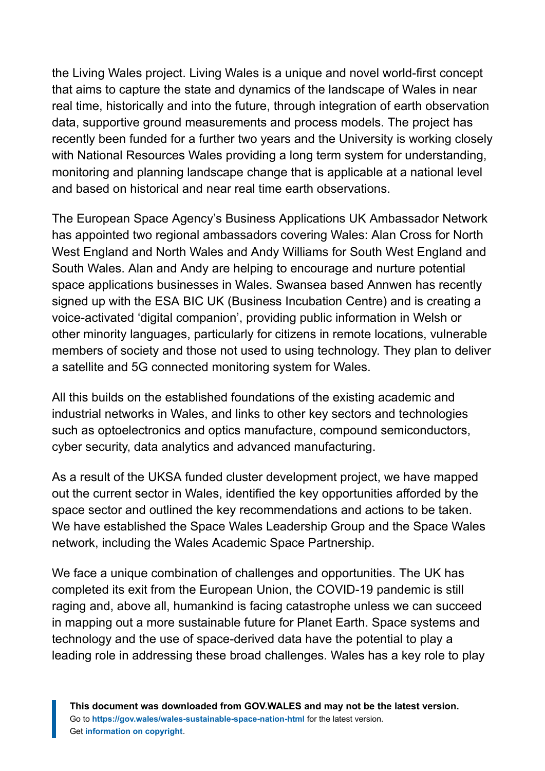the Living Wales project. Living Wales is a unique and novel world-first concept that aims to capture the state and dynamics of the landscape of Wales in near real time, historically and into the future, through integration of earth observation data, supportive ground measurements and process models. The project has recently been funded for a further two years and the University is working closely with National Resources Wales providing a long term system for understanding, monitoring and planning landscape change that is applicable at a national level and based on historical and near real time earth observations.

The European Space Agency's Business Applications UK Ambassador Network has appointed two regional ambassadors covering Wales: Alan Cross for North West England and North Wales and Andy Williams for South West England and South Wales. Alan and Andy are helping to encourage and nurture potential space applications businesses in Wales. Swansea based Annwen has recently signed up with the ESA BIC UK (Business Incubation Centre) and is creating a voice-activated 'digital companion', providing public information in Welsh or other minority languages, particularly for citizens in remote locations, vulnerable members of society and those not used to using technology. They plan to deliver a satellite and 5G connected monitoring system for Wales.

All this builds on the established foundations of the existing academic and industrial networks in Wales, and links to other key sectors and technologies such as optoelectronics and optics manufacture, compound semiconductors, cyber security, data analytics and advanced manufacturing.

As a result of the UKSA funded cluster development project, we have mapped out the current sector in Wales, identified the key opportunities afforded by the space sector and outlined the key recommendations and actions to be taken. We have established the Space Wales Leadership Group and the Space Wales network, including the Wales Academic Space Partnership.

We face a unique combination of challenges and opportunities. The UK has completed its exit from the European Union, the COVID-19 pandemic is still raging and, above all, humankind is facing catastrophe unless we can succeed in mapping out a more sustainable future for Planet Earth. Space systems and technology and the use of space-derived data have the potential to play a leading role in addressing these broad challenges. Wales has a key role to play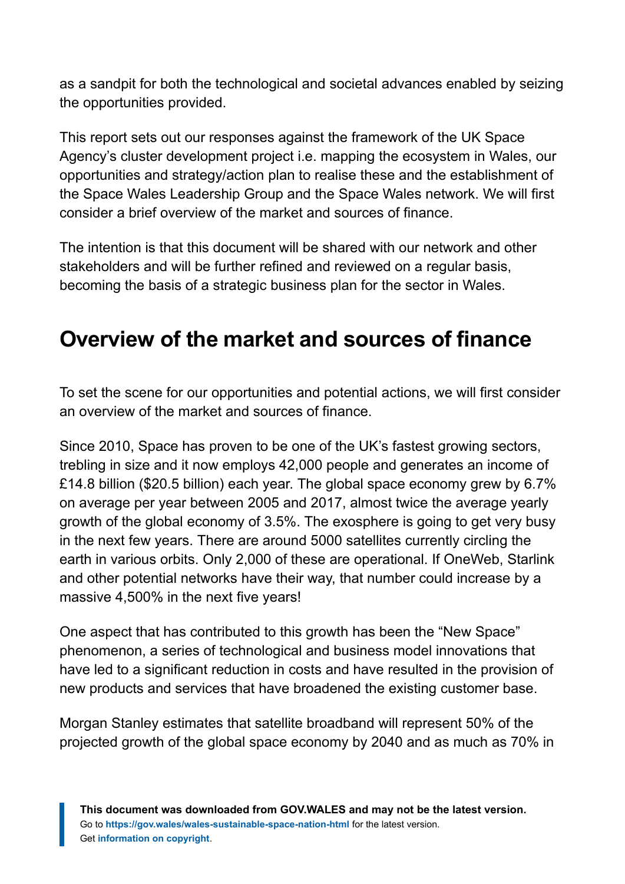as a sandpit for both the technological and societal advances enabled by seizing the opportunities provided.

This report sets out our responses against the framework of the UK Space Agency's cluster development project i.e. mapping the ecosystem in Wales, our opportunities and strategy/action plan to realise these and the establishment of the Space Wales Leadership Group and the Space Wales network. We will first consider a brief overview of the market and sources of finance.

The intention is that this document will be shared with our network and other stakeholders and will be further refined and reviewed on a regular basis, becoming the basis of a strategic business plan for the sector in Wales.

## Overview of the market and sources of finance

To set the scene for our opportunities and potential actions, we will first consider an overview of the market and sources of finance.

Since 2010, Space has proven to be one of the UK's fastest growing sectors, trebling in size and it now employs 42,000 people and generates an income of £14.8 billion ($20.5 billion) each year. The global space economy grew by 6.7% on average per year between 2005 and 2017, almost twice the average yearly growth of the global economy of 3.5%. The exosphere is going to get very busy in the next few years. There are around 5000 satellites currently circling the earth in various orbits. Only 2,000 of these are operational. If OneWeb, Starlink and other potential networks have their way, that number could increase by a massive 4,500% in the next five years!

One aspect that has contributed to this growth has been the "New Space" phenomenon, a series of technological and business model innovations that have led to a significant reduction in costs and have resulted in the provision of new products and services that have broadened the existing customer base.

Morgan Stanley estimates that satellite broadband will represent 50% of the projected growth of the global space economy by 2040 and as much as 70% in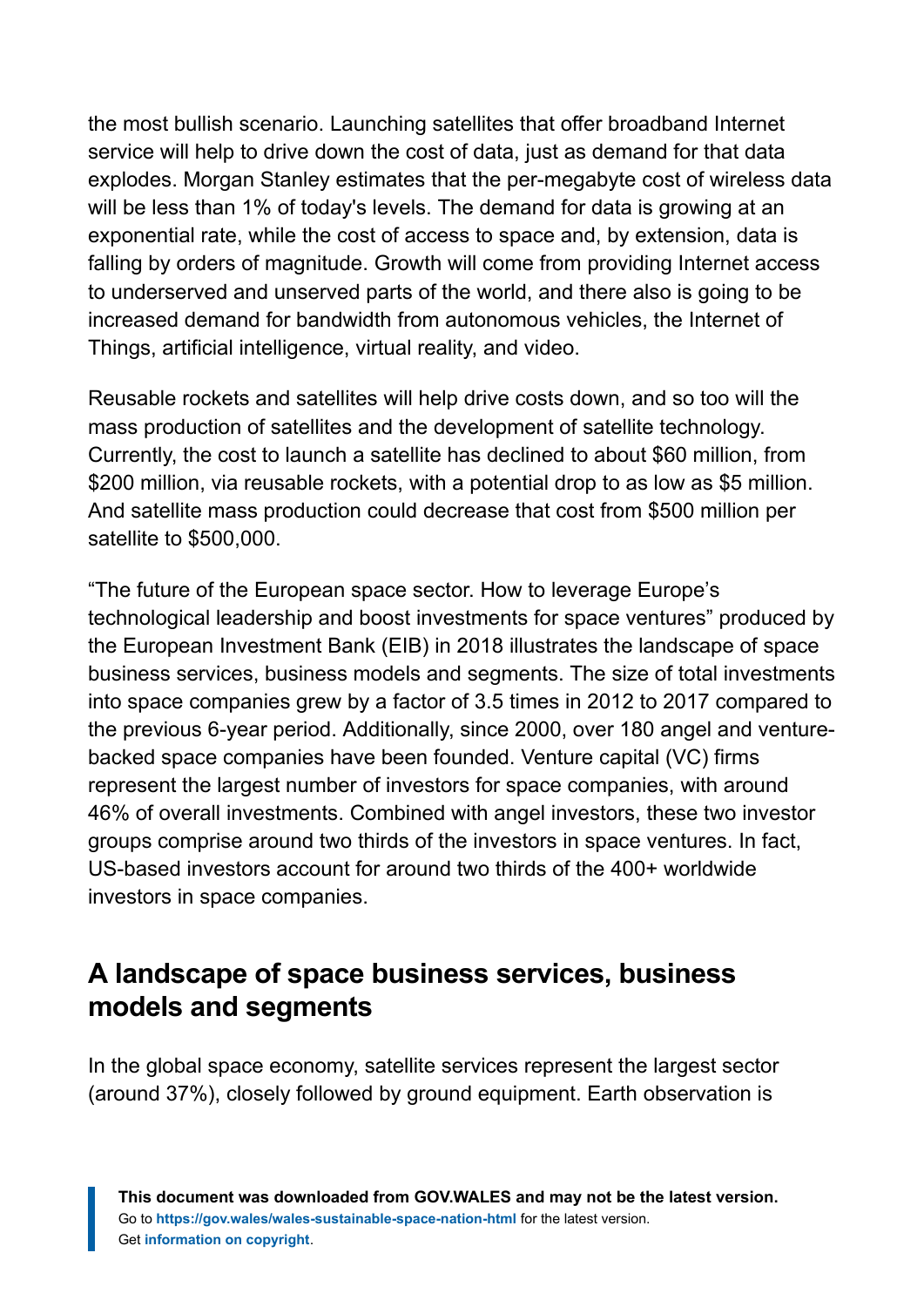the most bullish scenario. Launching satellites that offer broadband Internet service will help to drive down the cost of data, just as demand for that data explodes. Morgan Stanley estimates that the per-megabyte cost of wireless data will be less than 1% of today's levels. The demand for data is growing at an exponential rate, while the cost of access to space and, by extension, data is falling by orders of magnitude. Growth will come from providing Internet access to underserved and unserved parts of the world, and there also is going to be increased demand for bandwidth from autonomous vehicles, the Internet of Things, artificial intelligence, virtual reality, and video.

Reusable rockets and satellites will help drive costs down, and so too will the mass production of satellites and the development of satellite technology. Currently, the cost to launch a satellite has declined to about $60 million, from $200 million, via reusable rockets, with a potential drop to as low as $5 million. And satellite mass production could decrease that cost from $500 million per satellite to $500,000.

“The future of the European space sector. How to leverage Europe’s technological leadership and boost investments for space ventures” produced by the European Investment Bank (EIB) in 2018 illustrates the landscape of space business services, business models and segments. The size of total investments into space companies grew by a factor of 3.5 times in 2012 to 2017 compared to the previous 6-year period. Additionally, since 2000, over 180 angel and venture-backed space companies have been founded. Venture capital (VC) firms represent the largest number of investors for space companies, with around 46% of overall investments. Combined with angel investors, these two investor groups comprise around two thirds of the investors in space ventures. In fact, US-based investors account for around two thirds of the 400+ worldwide investors in space companies.

## A landscape of space business services, business models and segments

In the global space economy, satellite services represent the largest sector (around 37%), closely followed by ground equipment. Earth observation is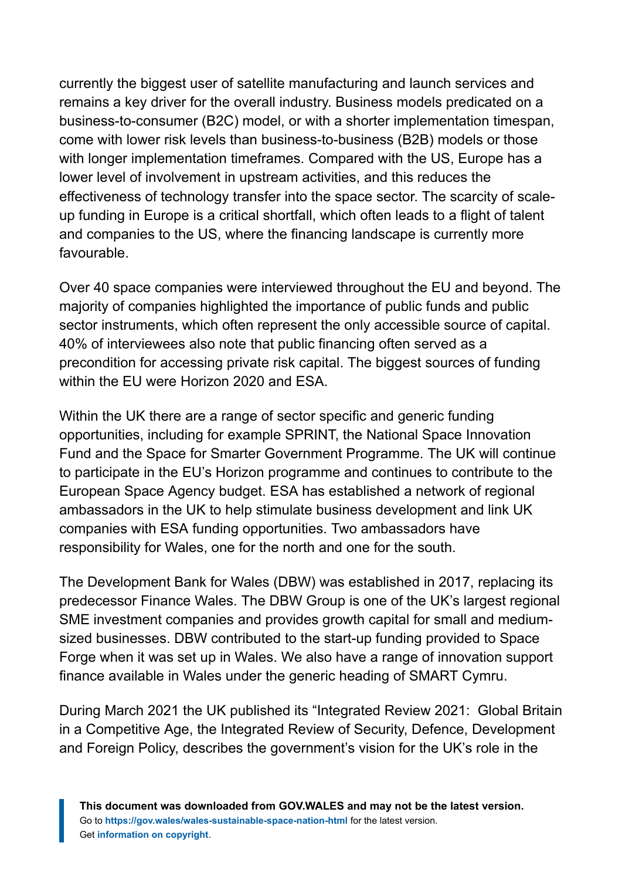currently the biggest user of satellite manufacturing and launch services and remains a key driver for the overall industry. Business models predicated on a business-to-consumer (B2C) model, or with a shorter implementation timespan, come with lower risk levels than business-to-business (B2B) models or those with longer implementation timeframes. Compared with the US, Europe has a lower level of involvement in upstream activities, and this reduces the effectiveness of technology transfer into the space sector. The scarcity of scale-up funding in Europe is a critical shortfall, which often leads to a flight of talent and companies to the US, where the financing landscape is currently more favourable.

Over 40 space companies were interviewed throughout the EU and beyond. The majority of companies highlighted the importance of public funds and public sector instruments, which often represent the only accessible source of capital. 40% of interviewees also note that public financing often served as a precondition for accessing private risk capital. The biggest sources of funding within the EU were Horizon 2020 and ESA.

Within the UK there are a range of sector specific and generic funding opportunities, including for example SPRINT, the National Space Innovation Fund and the Space for Smarter Government Programme. The UK will continue to participate in the EU's Horizon programme and continues to contribute to the European Space Agency budget. ESA has established a network of regional ambassadors in the UK to help stimulate business development and link UK companies with ESA funding opportunities. Two ambassadors have responsibility for Wales, one for the north and one for the south.

The Development Bank for Wales (DBW) was established in 2017, replacing its predecessor Finance Wales. The DBW Group is one of the UK's largest regional SME investment companies and provides growth capital for small and medium-sized businesses. DBW contributed to the start-up funding provided to Space Forge when it was set up in Wales. We also have a range of innovation support finance available in Wales under the generic heading of SMART Cymru.

During March 2021 the UK published its "Integrated Review 2021: Global Britain in a Competitive Age, the Integrated Review of Security, Defence, Development and Foreign Policy, describes the government's vision for the UK's role in the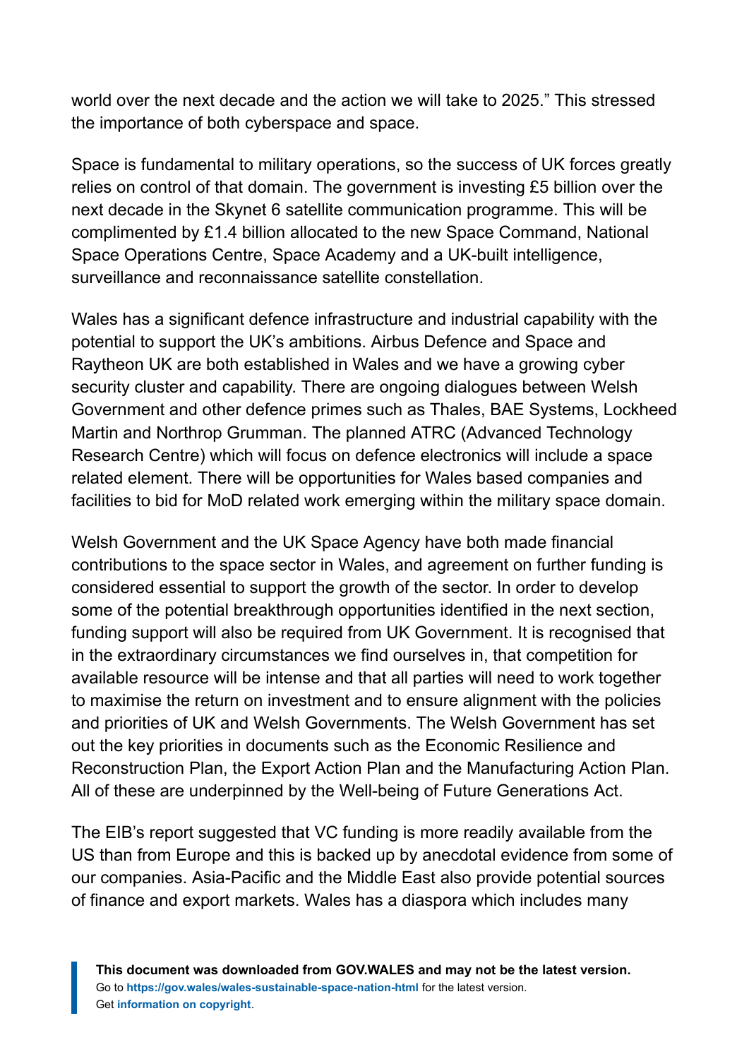world over the next decade and the action we will take to 2025." This stressed the importance of both cyberspace and space.

Space is fundamental to military operations, so the success of UK forces greatly relies on control of that domain. The government is investing £5 billion over the next decade in the Skynet 6 satellite communication programme. This will be complimented by £1.4 billion allocated to the new Space Command, National Space Operations Centre, Space Academy and a UK-built intelligence, surveillance and reconnaissance satellite constellation.

Wales has a significant defence infrastructure and industrial capability with the potential to support the UK's ambitions. Airbus Defence and Space and Raytheon UK are both established in Wales and we have a growing cyber security cluster and capability. There are ongoing dialogues between Welsh Government and other defence primes such as Thales, BAE Systems, Lockheed Martin and Northrop Grumman. The planned ATRC (Advanced Technology Research Centre) which will focus on defence electronics will include a space related element. There will be opportunities for Wales based companies and facilities to bid for MoD related work emerging within the military space domain.

Welsh Government and the UK Space Agency have both made financial contributions to the space sector in Wales, and agreement on further funding is considered essential to support the growth of the sector. In order to develop some of the potential breakthrough opportunities identified in the next section, funding support will also be required from UK Government. It is recognised that in the extraordinary circumstances we find ourselves in, that competition for available resource will be intense and that all parties will need to work together to maximise the return on investment and to ensure alignment with the policies and priorities of UK and Welsh Governments. The Welsh Government has set out the key priorities in documents such as the Economic Resilience and Reconstruction Plan, the Export Action Plan and the Manufacturing Action Plan. All of these are underpinned by the Well-being of Future Generations Act.

The EIB's report suggested that VC funding is more readily available from the US than from Europe and this is backed up by anecdotal evidence from some of our companies. Asia-Pacific and the Middle East also provide potential sources of finance and export markets. Wales has a diaspora which includes many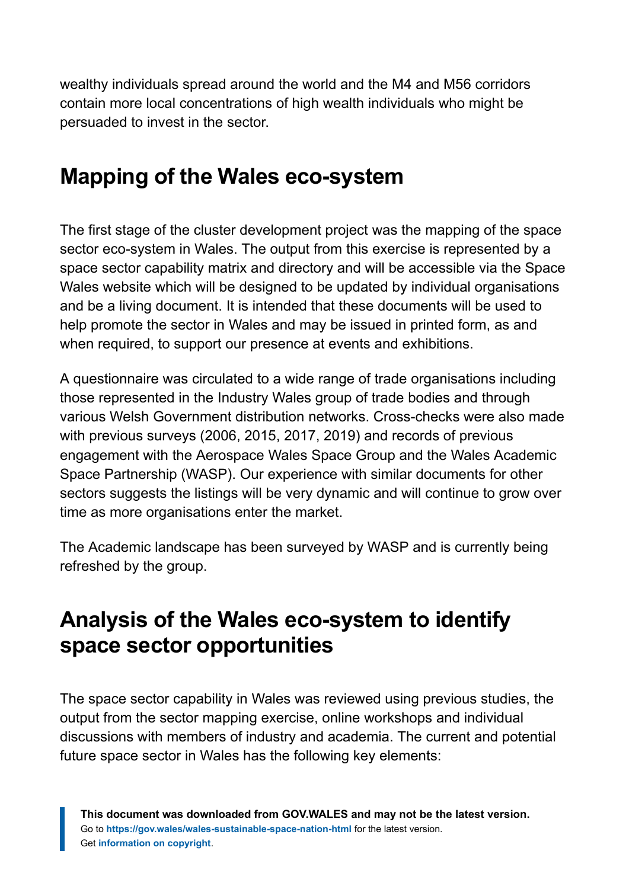wealthy individuals spread around the world and the M4 and M56 corridors contain more local concentrations of high wealth individuals who might be persuaded to invest in the sector.

## Mapping of the Wales eco-system

The first stage of the cluster development project was the mapping of the space sector eco-system in Wales. The output from this exercise is represented by a space sector capability matrix and directory and will be accessible via the Space Wales website which will be designed to be updated by individual organisations and be a living document. It is intended that these documents will be used to help promote the sector in Wales and may be issued in printed form, as and when required, to support our presence at events and exhibitions.

A questionnaire was circulated to a wide range of trade organisations including those represented in the Industry Wales group of trade bodies and through various Welsh Government distribution networks. Cross-checks were also made with previous surveys (2006, 2015, 2017, 2019) and records of previous engagement with the Aerospace Wales Space Group and the Wales Academic Space Partnership (WASP). Our experience with similar documents for other sectors suggests the listings will be very dynamic and will continue to grow over time as more organisations enter the market.

The Academic landscape has been surveyed by WASP and is currently being refreshed by the group.

## Analysis of the Wales eco-system to identify space sector opportunities

The space sector capability in Wales was reviewed using previous studies, the output from the sector mapping exercise, online workshops and individual discussions with members of industry and academia. The current and potential future space sector in Wales has the following key elements: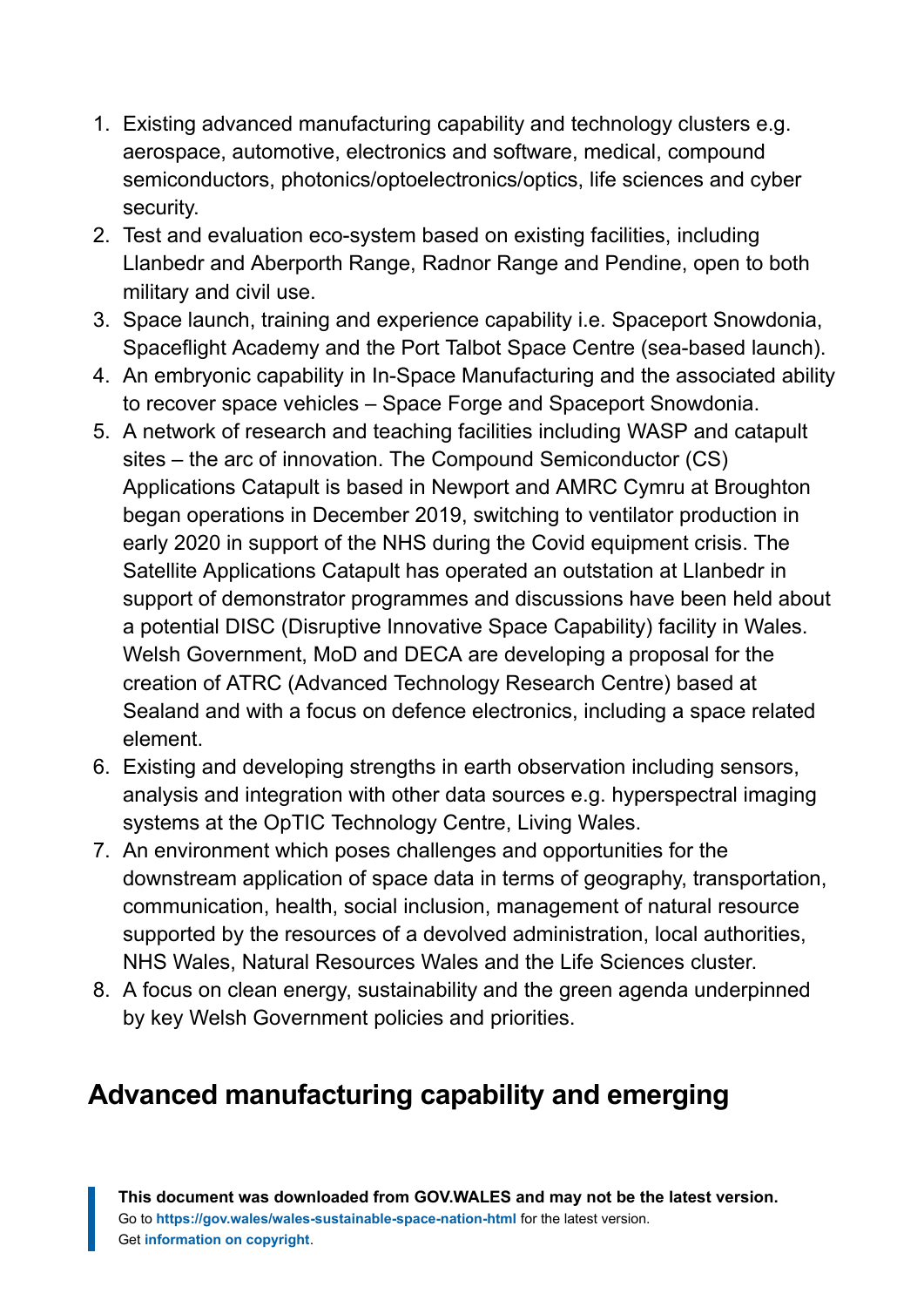1. Existing advanced manufacturing capability and technology clusters e.g. aerospace, automotive, electronics and software, medical, compound semiconductors, photonics/optoelectronics/optics, life sciences and cyber security.
2. Test and evaluation eco-system based on existing facilities, including Llanbedr and Aberporth Range, Radnor Range and Pendine, open to both military and civil use.
3. Space launch, training and experience capability i.e. Spaceport Snowdonia, Spaceflight Academy and the Port Talbot Space Centre (sea-based launch).
4. An embryonic capability in In-Space Manufacturing and the associated ability to recover space vehicles – Space Forge and Spaceport Snowdonia.
5. A network of research and teaching facilities including WASP and catapult sites – the arc of innovation. The Compound Semiconductor (CS) Applications Catapult is based in Newport and AMRC Cymru at Broughton began operations in December 2019, switching to ventilator production in early 2020 in support of the NHS during the Covid equipment crisis. The Satellite Applications Catapult has operated an outstation at Llanbedr in support of demonstrator programmes and discussions have been held about a potential DISC (Disruptive Innovative Space Capability) facility in Wales. Welsh Government, MoD and DECA are developing a proposal for the creation of ATRC (Advanced Technology Research Centre) based at Sealand and with a focus on defence electronics, including a space related element.
6. Existing and developing strengths in earth observation including sensors, analysis and integration with other data sources e.g. hyperspectral imaging systems at the OpTIC Technology Centre, Living Wales.
7. An environment which poses challenges and opportunities for the downstream application of space data in terms of geography, transportation, communication, health, social inclusion, management of natural resource supported by the resources of a devolved administration, local authorities, NHS Wales, Natural Resources Wales and the Life Sciences cluster.
8. A focus on clean energy, sustainability and the green agenda underpinned by key Welsh Government policies and priorities.

## Advanced manufacturing capability and emerging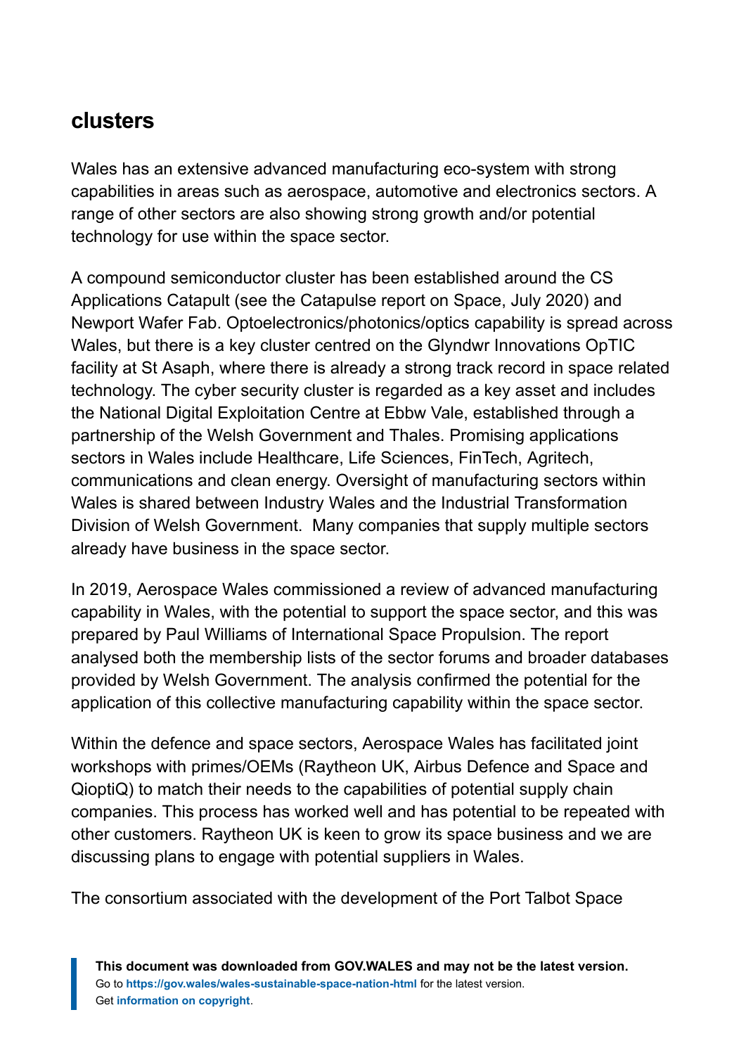## clusters

Wales has an extensive advanced manufacturing eco-system with strong capabilities in areas such as aerospace, automotive and electronics sectors. A range of other sectors are also showing strong growth and/or potential technology for use within the space sector.

A compound semiconductor cluster has been established around the CS Applications Catapult (see the Catapulse report on Space, July 2020) and Newport Wafer Fab. Optoelectronics/photonics/optics capability is spread across Wales, but there is a key cluster centred on the Glyndwr Innovations OpTIC facility at St Asaph, where there is already a strong track record in space related technology. The cyber security cluster is regarded as a key asset and includes the National Digital Exploitation Centre at Ebbw Vale, established through a partnership of the Welsh Government and Thales. Promising applications sectors in Wales include Healthcare, Life Sciences, FinTech, Agritech, communications and clean energy. Oversight of manufacturing sectors within Wales is shared between Industry Wales and the Industrial Transformation Division of Welsh Government. Many companies that supply multiple sectors already have business in the space sector.

In 2019, Aerospace Wales commissioned a review of advanced manufacturing capability in Wales, with the potential to support the space sector, and this was prepared by Paul Williams of International Space Propulsion. The report analysed both the membership lists of the sector forums and broader databases provided by Welsh Government. The analysis confirmed the potential for the application of this collective manufacturing capability within the space sector.

Within the defence and space sectors, Aerospace Wales has facilitated joint workshops with primes/OEMs (Raytheon UK, Airbus Defence and Space and QioptiQ) to match their needs to the capabilities of potential supply chain companies. This process has worked well and has potential to be repeated with other customers. Raytheon UK is keen to grow its space business and we are discussing plans to engage with potential suppliers in Wales.

The consortium associated with the development of the Port Talbot Space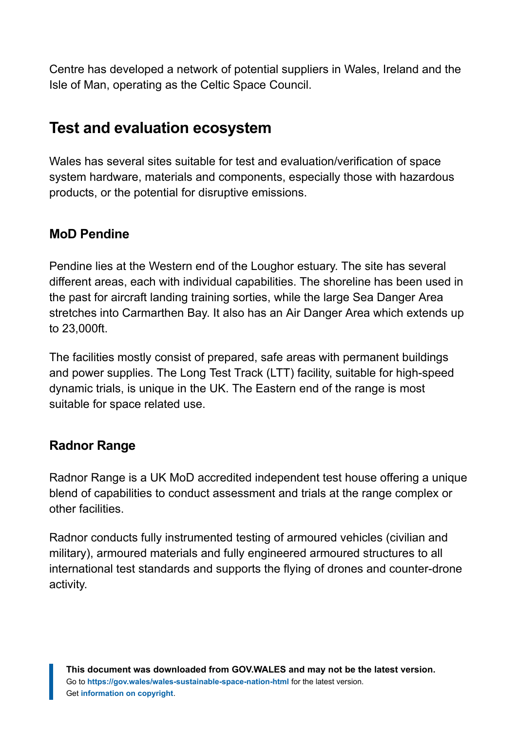Centre has developed a network of potential suppliers in Wales, Ireland and the Isle of Man, operating as the Celtic Space Council.

## Test and evaluation ecosystem

Wales has several sites suitable for test and evaluation/verification of space system hardware, materials and components, especially those with hazardous products, or the potential for disruptive emissions.

### MoD Pendine

Pendine lies at the Western end of the Loughor estuary. The site has several different areas, each with individual capabilities. The shoreline has been used in the past for aircraft landing training sorties, while the large Sea Danger Area stretches into Carmarthen Bay. It also has an Air Danger Area which extends up to 23,000ft.

The facilities mostly consist of prepared, safe areas with permanent buildings and power supplies. The Long Test Track (LTT) facility, suitable for high-speed dynamic trials, is unique in the UK. The Eastern end of the range is most suitable for space related use.

### Radnor Range

Radnor Range is a UK MoD accredited independent test house offering a unique blend of capabilities to conduct assessment and trials at the range complex or other facilities.

Radnor conducts fully instrumented testing of armoured vehicles (civilian and military), armoured materials and fully engineered armoured structures to all international test standards and supports the flying of drones and counter-drone activity.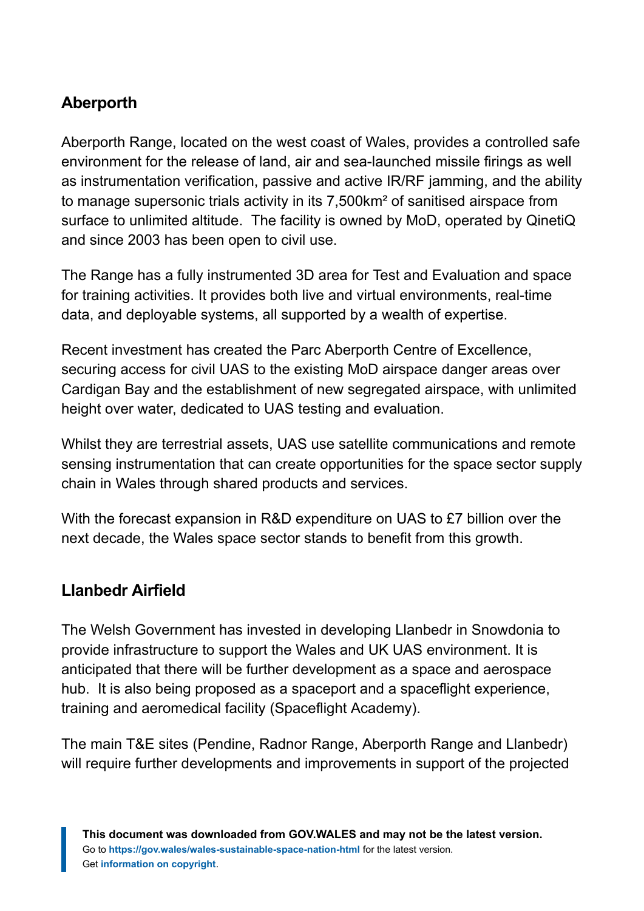## Aberporth

Aberporth Range, located on the west coast of Wales, provides a controlled safe environment for the release of land, air and sea-launched missile firings as well as instrumentation verification, passive and active IR/RF jamming, and the ability to manage supersonic trials activity in its 7,500km² of sanitised airspace from surface to unlimited altitude. The facility is owned by MoD, operated by QinetiQ and since 2003 has been open to civil use.

The Range has a fully instrumented 3D area for Test and Evaluation and space for training activities. It provides both live and virtual environments, real-time data, and deployable systems, all supported by a wealth of expertise.

Recent investment has created the Parc Aberporth Centre of Excellence, securing access for civil UAS to the existing MoD airspace danger areas over Cardigan Bay and the establishment of new segregated airspace, with unlimited height over water, dedicated to UAS testing and evaluation.

Whilst they are terrestrial assets, UAS use satellite communications and remote sensing instrumentation that can create opportunities for the space sector supply chain in Wales through shared products and services.

With the forecast expansion in R&D expenditure on UAS to £7 billion over the next decade, the Wales space sector stands to benefit from this growth.

## Llanbedr Airfield

The Welsh Government has invested in developing Llanbedr in Snowdonia to provide infrastructure to support the Wales and UK UAS environment. It is anticipated that there will be further development as a space and aerospace hub. It is also being proposed as a spaceport and a spaceflight experience, training and aeromedical facility (Spaceflight Academy).

The main T&E sites (Pendine, Radnor Range, Aberporth Range and Llanbedr) will require further developments and improvements in support of the projected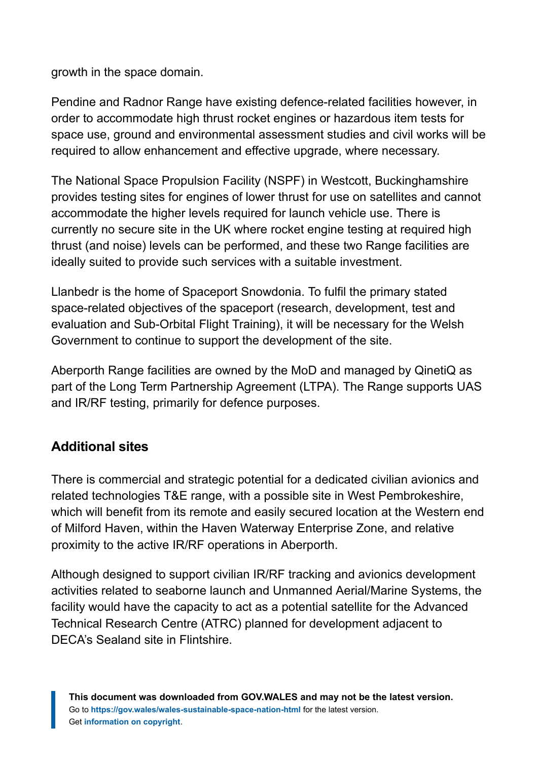growth in the space domain.

Pendine and Radnor Range have existing defence-related facilities however, in order to accommodate high thrust rocket engines or hazardous item tests for space use, ground and environmental assessment studies and civil works will be required to allow enhancement and effective upgrade, where necessary.

The National Space Propulsion Facility (NSPF) in Westcott, Buckinghamshire provides testing sites for engines of lower thrust for use on satellites and cannot accommodate the higher levels required for launch vehicle use. There is currently no secure site in the UK where rocket engine testing at required high thrust (and noise) levels can be performed, and these two Range facilities are ideally suited to provide such services with a suitable investment.

Llanbedr is the home of Spaceport Snowdonia. To fulfil the primary stated space-related objectives of the spaceport (research, development, test and evaluation and Sub-Orbital Flight Training), it will be necessary for the Welsh Government to continue to support the development of the site.

Aberporth Range facilities are owned by the MoD and managed by QinetiQ as part of the Long Term Partnership Agreement (LTPA). The Range supports UAS and IR/RF testing, primarily for defence purposes.

## Additional sites

There is commercial and strategic potential for a dedicated civilian avionics and related technologies T&E range, with a possible site in West Pembrokeshire, which will benefit from its remote and easily secured location at the Western end of Milford Haven, within the Haven Waterway Enterprise Zone, and relative proximity to the active IR/RF operations in Aberporth.

Although designed to support civilian IR/RF tracking and avionics development activities related to seaborne launch and Unmanned Aerial/Marine Systems, the facility would have the capacity to act as a potential satellite for the Advanced Technical Research Centre (ATRC) planned for development adjacent to DECA's Sealand site in Flintshire.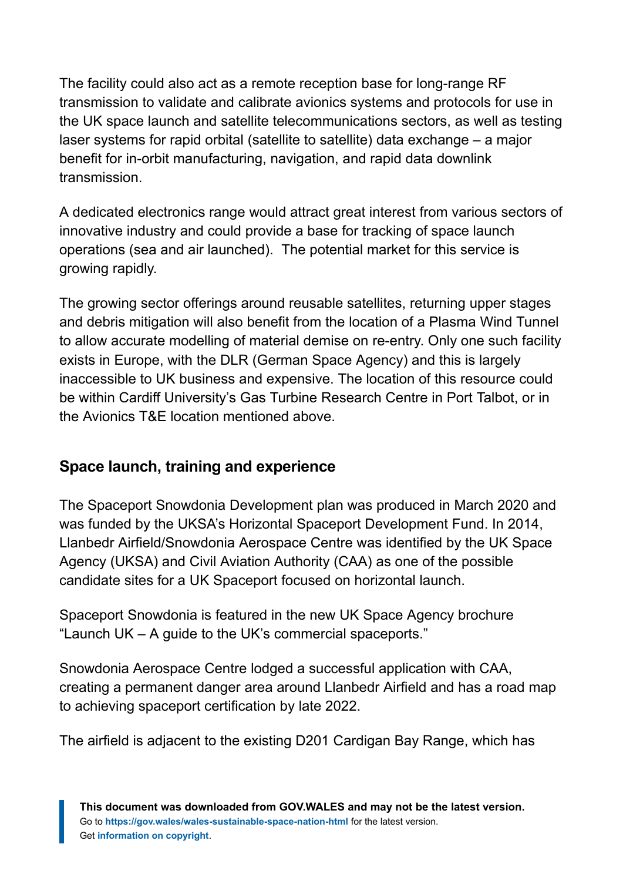The facility could also act as a remote reception base for long-range RF transmission to validate and calibrate avionics systems and protocols for use in the UK space launch and satellite telecommunications sectors, as well as testing laser systems for rapid orbital (satellite to satellite) data exchange – a major benefit for in-orbit manufacturing, navigation, and rapid data downlink transmission.

A dedicated electronics range would attract great interest from various sectors of innovative industry and could provide a base for tracking of space launch operations (sea and air launched). The potential market for this service is growing rapidly.

The growing sector offerings around reusable satellites, returning upper stages and debris mitigation will also benefit from the location of a Plasma Wind Tunnel to allow accurate modelling of material demise on re-entry. Only one such facility exists in Europe, with the DLR (German Space Agency) and this is largely inaccessible to UK business and expensive. The location of this resource could be within Cardiff University's Gas Turbine Research Centre in Port Talbot, or in the Avionics T&E location mentioned above.

## Space launch, training and experience

The Spaceport Snowdonia Development plan was produced in March 2020 and was funded by the UKSA's Horizontal Spaceport Development Fund. In 2014, Llanbedr Airfield/Snowdonia Aerospace Centre was identified by the UK Space Agency (UKSA) and Civil Aviation Authority (CAA) as one of the possible candidate sites for a UK Spaceport focused on horizontal launch.

Spaceport Snowdonia is featured in the new UK Space Agency brochure "Launch UK – A guide to the UK's commercial spaceports."

Snowdonia Aerospace Centre lodged a successful application with CAA, creating a permanent danger area around Llanbedr Airfield and has a road map to achieving spaceport certification by late 2022.

The airfield is adjacent to the existing D201 Cardigan Bay Range, which has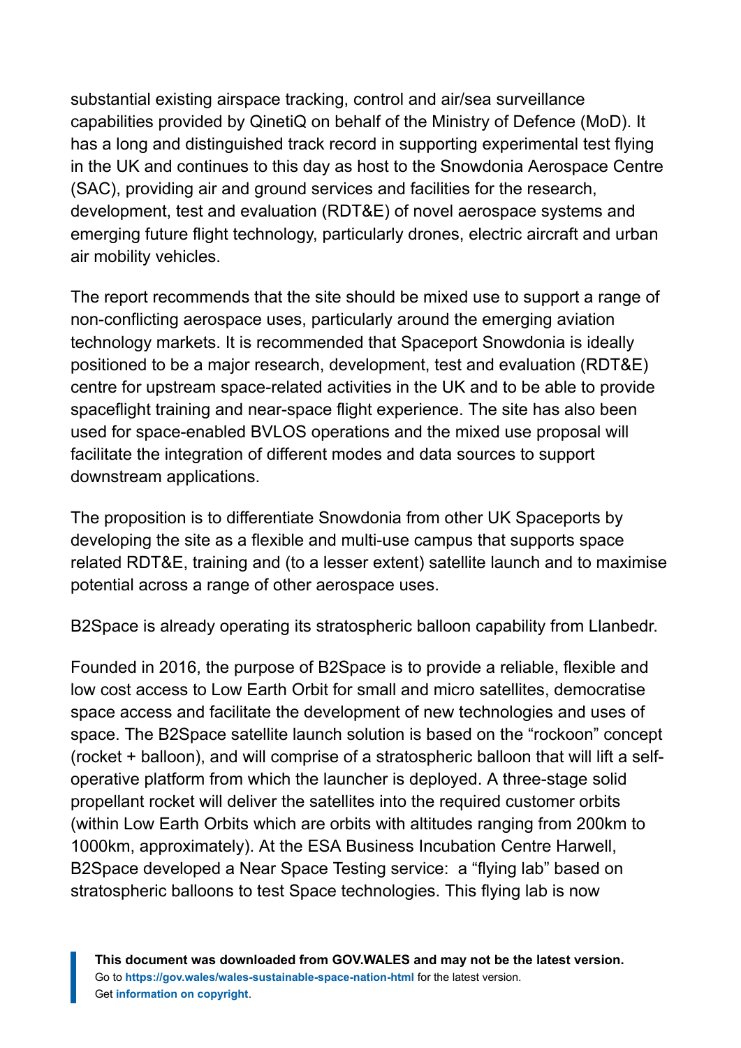substantial existing airspace tracking, control and air/sea surveillance capabilities provided by QinetiQ on behalf of the Ministry of Defence (MoD). It has a long and distinguished track record in supporting experimental test flying in the UK and continues to this day as host to the Snowdonia Aerospace Centre (SAC), providing air and ground services and facilities for the research, development, test and evaluation (RDT&E) of novel aerospace systems and emerging future flight technology, particularly drones, electric aircraft and urban air mobility vehicles.

The report recommends that the site should be mixed use to support a range of non-conflicting aerospace uses, particularly around the emerging aviation technology markets. It is recommended that Spaceport Snowdonia is ideally positioned to be a major research, development, test and evaluation (RDT&E) centre for upstream space-related activities in the UK and to be able to provide spaceflight training and near-space flight experience. The site has also been used for space-enabled BVLOS operations and the mixed use proposal will facilitate the integration of different modes and data sources to support downstream applications.

The proposition is to differentiate Snowdonia from other UK Spaceports by developing the site as a flexible and multi-use campus that supports space related RDT&E, training and (to a lesser extent) satellite launch and to maximise potential across a range of other aerospace uses.

B2Space is already operating its stratospheric balloon capability from Llanbedr.

Founded in 2016, the purpose of B2Space is to provide a reliable, flexible and low cost access to Low Earth Orbit for small and micro satellites, democratise space access and facilitate the development of new technologies and uses of space. The B2Space satellite launch solution is based on the "rockoon" concept (rocket + balloon), and will comprise of a stratospheric balloon that will lift a self-operative platform from which the launcher is deployed. A three-stage solid propellant rocket will deliver the satellites into the required customer orbits (within Low Earth Orbits which are orbits with altitudes ranging from 200km to 1000km, approximately). At the ESA Business Incubation Centre Harwell, B2Space developed a Near Space Testing service: a "flying lab" based on stratospheric balloons to test Space technologies. This flying lab is now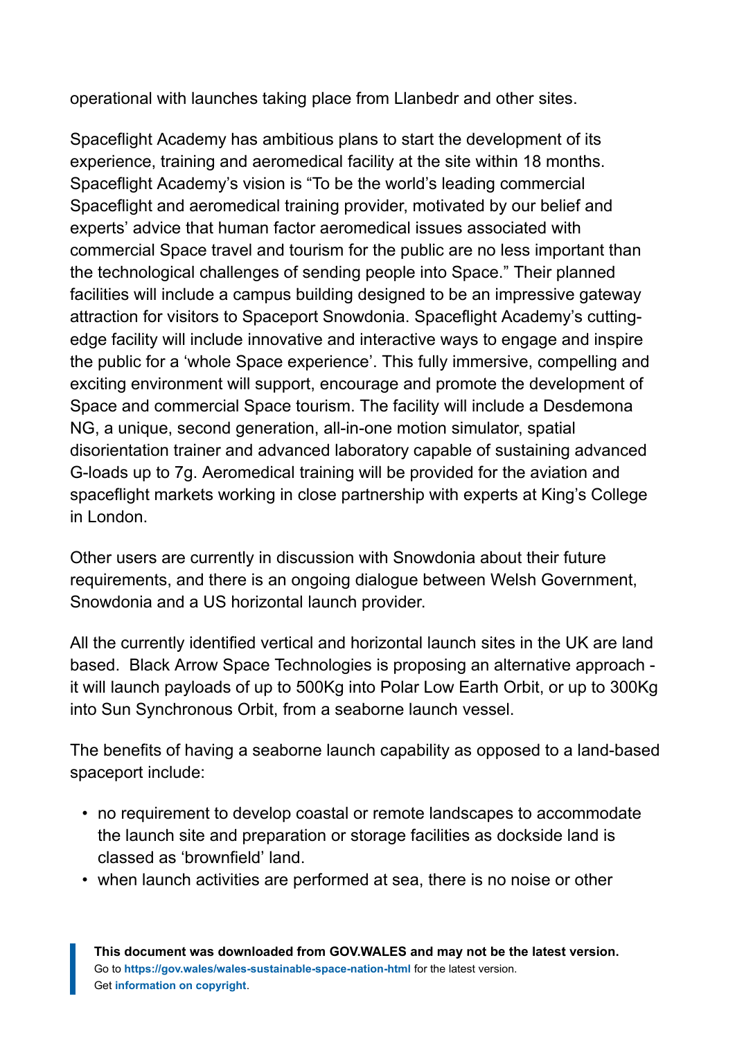operational with launches taking place from Llanbedr and other sites.

Spaceflight Academy has ambitious plans to start the development of its experience, training and aeromedical facility at the site within 18 months. Spaceflight Academy's vision is "To be the world's leading commercial Spaceflight and aeromedical training provider, motivated by our belief and experts' advice that human factor aeromedical issues associated with commercial Space travel and tourism for the public are no less important than the technological challenges of sending people into Space." Their planned facilities will include a campus building designed to be an impressive gateway attraction for visitors to Spaceport Snowdonia. Spaceflight Academy's cutting-edge facility will include innovative and interactive ways to engage and inspire the public for a 'whole Space experience'. This fully immersive, compelling and exciting environment will support, encourage and promote the development of Space and commercial Space tourism. The facility will include a Desdemona NG, a unique, second generation, all-in-one motion simulator, spatial disorientation trainer and advanced laboratory capable of sustaining advanced G-loads up to 7g. Aeromedical training will be provided for the aviation and spaceflight markets working in close partnership with experts at King's College in London.

Other users are currently in discussion with Snowdonia about their future requirements, and there is an ongoing dialogue between Welsh Government, Snowdonia and a US horizontal launch provider.

All the currently identified vertical and horizontal launch sites in the UK are land based. Black Arrow Space Technologies is proposing an alternative approach - it will launch payloads of up to 500Kg into Polar Low Earth Orbit, or up to 300Kg into Sun Synchronous Orbit, from a seaborne launch vessel.

The benefits of having a seaborne launch capability as opposed to a land-based spaceport include:

- no requirement to develop coastal or remote landscapes to accommodate the launch site and preparation or storage facilities as dockside land is classed as 'brownfield' land.
- when launch activities are performed at sea, there is no noise or other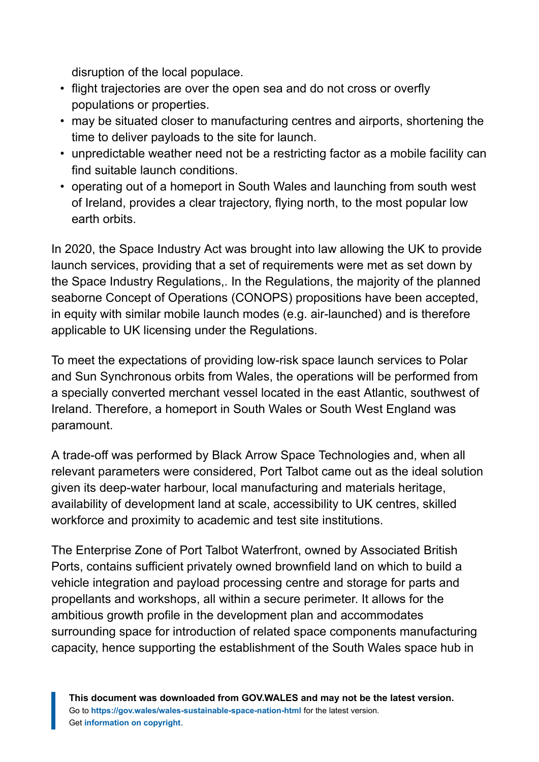disruption of the local populace.

- flight trajectories are over the open sea and do not cross or overfly populations or properties.
- may be situated closer to manufacturing centres and airports, shortening the time to deliver payloads to the site for launch.
- unpredictable weather need not be a restricting factor as a mobile facility can find suitable launch conditions.
- operating out of a homeport in South Wales and launching from south west of Ireland, provides a clear trajectory, flying north, to the most popular low earth orbits.

In 2020, the Space Industry Act was brought into law allowing the UK to provide launch services, providing that a set of requirements were met as set down by the Space Industry Regulations,. In the Regulations, the majority of the planned seaborne Concept of Operations (CONOPS) propositions have been accepted, in equity with similar mobile launch modes (e.g. air-launched) and is therefore applicable to UK licensing under the Regulations.

To meet the expectations of providing low-risk space launch services to Polar and Sun Synchronous orbits from Wales, the operations will be performed from a specially converted merchant vessel located in the east Atlantic, southwest of Ireland. Therefore, a homeport in South Wales or South West England was paramount.

A trade-off was performed by Black Arrow Space Technologies and, when all relevant parameters were considered, Port Talbot came out as the ideal solution given its deep-water harbour, local manufacturing and materials heritage, availability of development land at scale, accessibility to UK centres, skilled workforce and proximity to academic and test site institutions.

The Enterprise Zone of Port Talbot Waterfront, owned by Associated British Ports, contains sufficient privately owned brownfield land on which to build a vehicle integration and payload processing centre and storage for parts and propellants and workshops, all within a secure perimeter. It allows for the ambitious growth profile in the development plan and accommodates surrounding space for introduction of related space components manufacturing capacity, hence supporting the establishment of the South Wales space hub in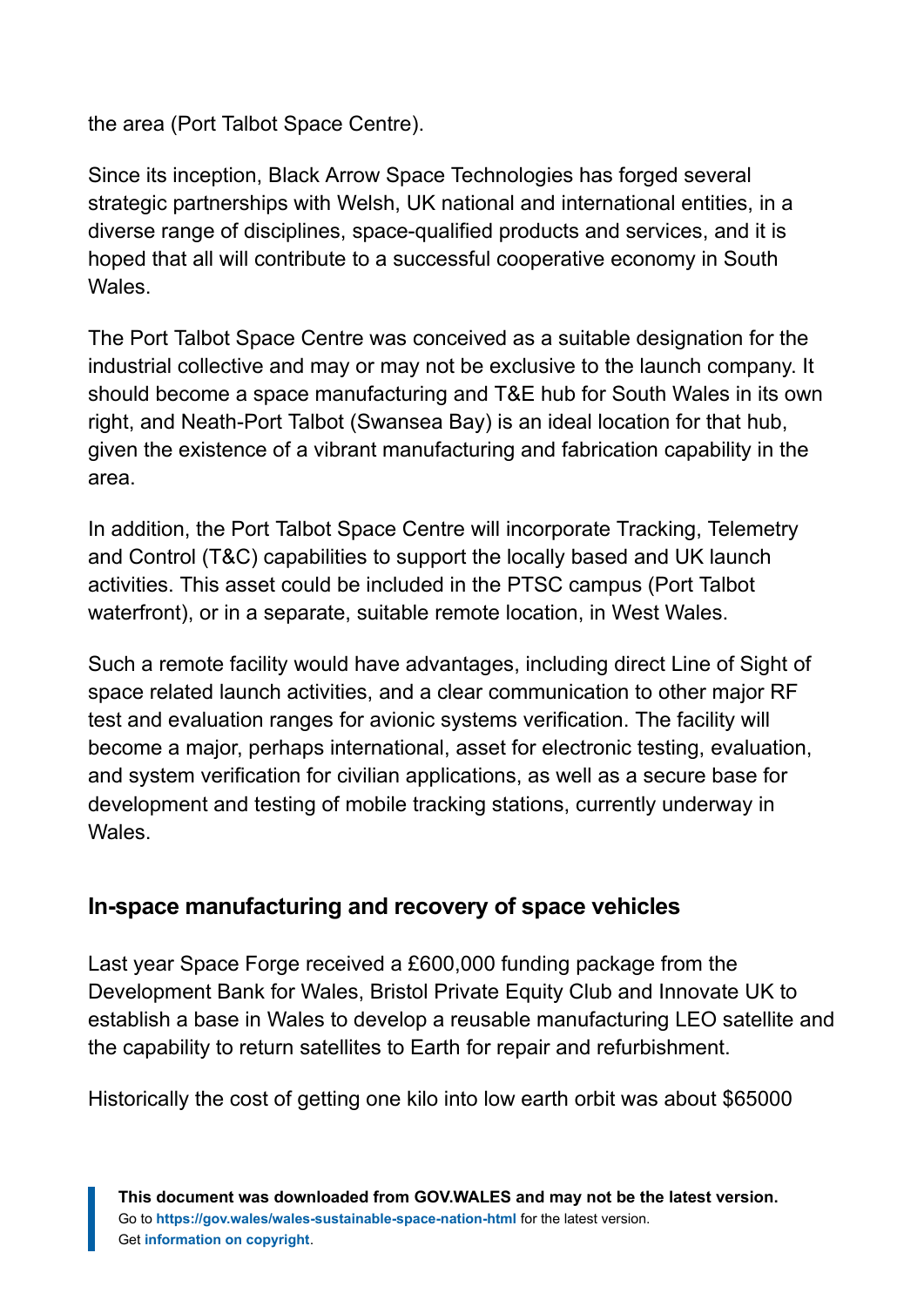the area (Port Talbot Space Centre).

Since its inception, Black Arrow Space Technologies has forged several strategic partnerships with Welsh, UK national and international entities, in a diverse range of disciplines, space-qualified products and services, and it is hoped that all will contribute to a successful cooperative economy in South Wales.

The Port Talbot Space Centre was conceived as a suitable designation for the industrial collective and may or may not be exclusive to the launch company. It should become a space manufacturing and T&E hub for South Wales in its own right, and Neath-Port Talbot (Swansea Bay) is an ideal location for that hub, given the existence of a vibrant manufacturing and fabrication capability in the area.

In addition, the Port Talbot Space Centre will incorporate Tracking, Telemetry and Control (T&C) capabilities to support the locally based and UK launch activities. This asset could be included in the PTSC campus (Port Talbot waterfront), or in a separate, suitable remote location, in West Wales.

Such a remote facility would have advantages, including direct Line of Sight of space related launch activities, and a clear communication to other major RF test and evaluation ranges for avionic systems verification. The facility will become a major, perhaps international, asset for electronic testing, evaluation, and system verification for civilian applications, as well as a secure base for development and testing of mobile tracking stations, currently underway in Wales.

## In-space manufacturing and recovery of space vehicles

Last year Space Forge received a £600,000 funding package from the Development Bank for Wales, Bristol Private Equity Club and Innovate UK to establish a base in Wales to develop a reusable manufacturing LEO satellite and the capability to return satellites to Earth for repair and refurbishment.

Historically the cost of getting one kilo into low earth orbit was about $65000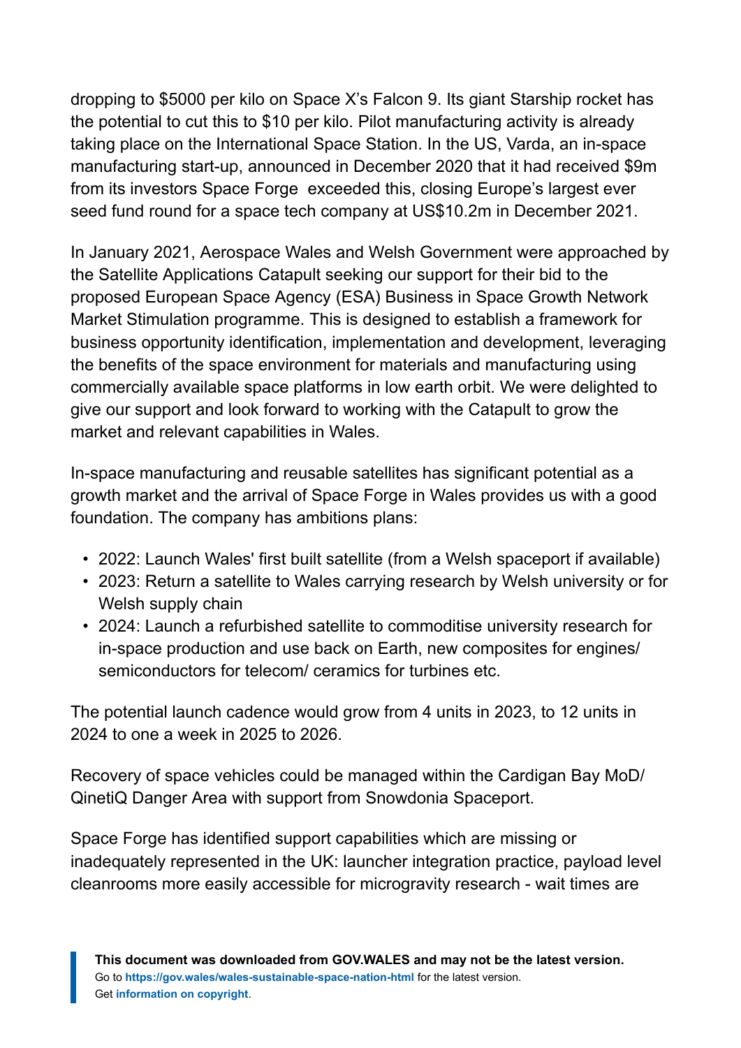dropping to $5000 per kilo on Space X's Falcon 9. Its giant Starship rocket has the potential to cut this to $10 per kilo. Pilot manufacturing activity is already taking place on the International Space Station. In the US, Varda, an in-space manufacturing start-up, announced in December 2020 that it had received $9m from its investors Space Forge  exceeded this, closing Europe's largest ever seed fund round for a space tech company at US$10.2m in December 2021.

In January 2021, Aerospace Wales and Welsh Government were approached by the Satellite Applications Catapult seeking our support for their bid to the proposed European Space Agency (ESA) Business in Space Growth Network Market Stimulation programme. This is designed to establish a framework for business opportunity identification, implementation and development, leveraging the benefits of the space environment for materials and manufacturing using commercially available space platforms in low earth orbit. We were delighted to give our support and look forward to working with the Catapult to grow the market and relevant capabilities in Wales.

In-space manufacturing and reusable satellites has significant potential as a growth market and the arrival of Space Forge in Wales provides us with a good foundation. The company has ambitions plans:

- 2022: Launch Wales' first built satellite (from a Welsh spaceport if available)
- 2023: Return a satellite to Wales carrying research by Welsh university or for Welsh supply chain
- 2024: Launch a refurbished satellite to commoditise university research for in-space production and use back on Earth, new composites for engines/ semiconductors for telecom/ ceramics for turbines etc.

The potential launch cadence would grow from 4 units in 2023, to 12 units in 2024 to one a week in 2025 to 2026.

Recovery of space vehicles could be managed within the Cardigan Bay MoD/ QinetiQ Danger Area with support from Snowdonia Spaceport.

Space Forge has identified support capabilities which are missing or inadequately represented in the UK: launcher integration practice, payload level cleanrooms more easily accessible for microgravity research - wait times are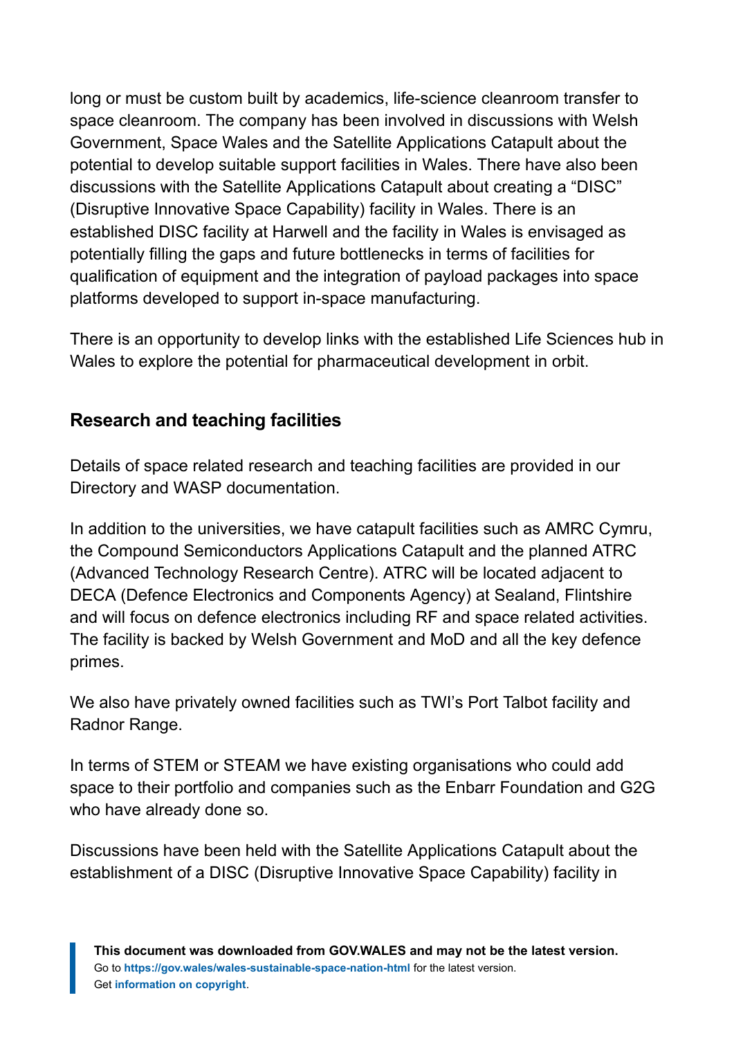long or must be custom built by academics, life-science cleanroom transfer to space cleanroom. The company has been involved in discussions with Welsh Government, Space Wales and the Satellite Applications Catapult about the potential to develop suitable support facilities in Wales. There have also been discussions with the Satellite Applications Catapult about creating a “DISC” (Disruptive Innovative Space Capability) facility in Wales. There is an established DISC facility at Harwell and the facility in Wales is envisaged as potentially filling the gaps and future bottlenecks in terms of facilities for qualification of equipment and the integration of payload packages into space platforms developed to support in-space manufacturing.

There is an opportunity to develop links with the established Life Sciences hub in Wales to explore the potential for pharmaceutical development in orbit.

### Research and teaching facilities

Details of space related research and teaching facilities are provided in our Directory and WASP documentation.

In addition to the universities, we have catapult facilities such as AMRC Cymru, the Compound Semiconductors Applications Catapult and the planned ATRC (Advanced Technology Research Centre). ATRC will be located adjacent to DECA (Defence Electronics and Components Agency) at Sealand, Flintshire and will focus on defence electronics including RF and space related activities. The facility is backed by Welsh Government and MoD and all the key defence primes.

We also have privately owned facilities such as TWI’s Port Talbot facility and Radnor Range.

In terms of STEM or STEAM we have existing organisations who could add space to their portfolio and companies such as the Enbarr Foundation and G2G who have already done so.

Discussions have been held with the Satellite Applications Catapult about the establishment of a DISC (Disruptive Innovative Space Capability) facility in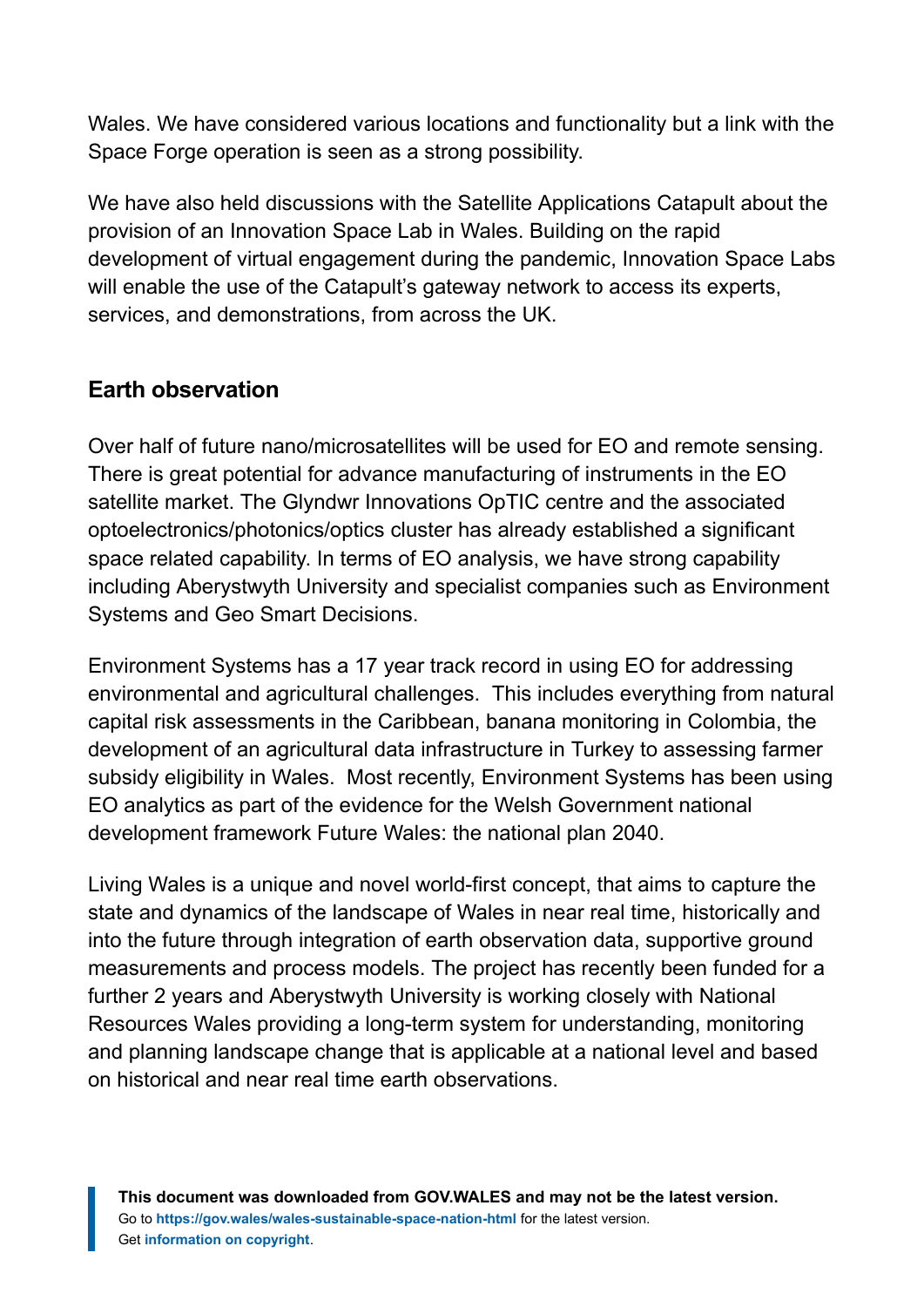Wales. We have considered various locations and functionality but a link with the Space Forge operation is seen as a strong possibility.

We have also held discussions with the Satellite Applications Catapult about the provision of an Innovation Space Lab in Wales. Building on the rapid development of virtual engagement during the pandemic, Innovation Space Labs will enable the use of the Catapult's gateway network to access its experts, services, and demonstrations, from across the UK.

## Earth observation

Over half of future nano/microsatellites will be used for EO and remote sensing. There is great potential for advance manufacturing of instruments in the EO satellite market. The Glyndwr Innovations OpTIC centre and the associated optoelectronics/photonics/optics cluster has already established a significant space related capability. In terms of EO analysis, we have strong capability including Aberystwyth University and specialist companies such as Environment Systems and Geo Smart Decisions.

Environment Systems has a 17 year track record in using EO for addressing environmental and agricultural challenges. This includes everything from natural capital risk assessments in the Caribbean, banana monitoring in Colombia, the development of an agricultural data infrastructure in Turkey to assessing farmer subsidy eligibility in Wales. Most recently, Environment Systems has been using EO analytics as part of the evidence for the Welsh Government national development framework Future Wales: the national plan 2040.

Living Wales is a unique and novel world-first concept, that aims to capture the state and dynamics of the landscape of Wales in near real time, historically and into the future through integration of earth observation data, supportive ground measurements and process models. The project has recently been funded for a further 2 years and Aberystwyth University is working closely with National Resources Wales providing a long-term system for understanding, monitoring and planning landscape change that is applicable at a national level and based on historical and near real time earth observations.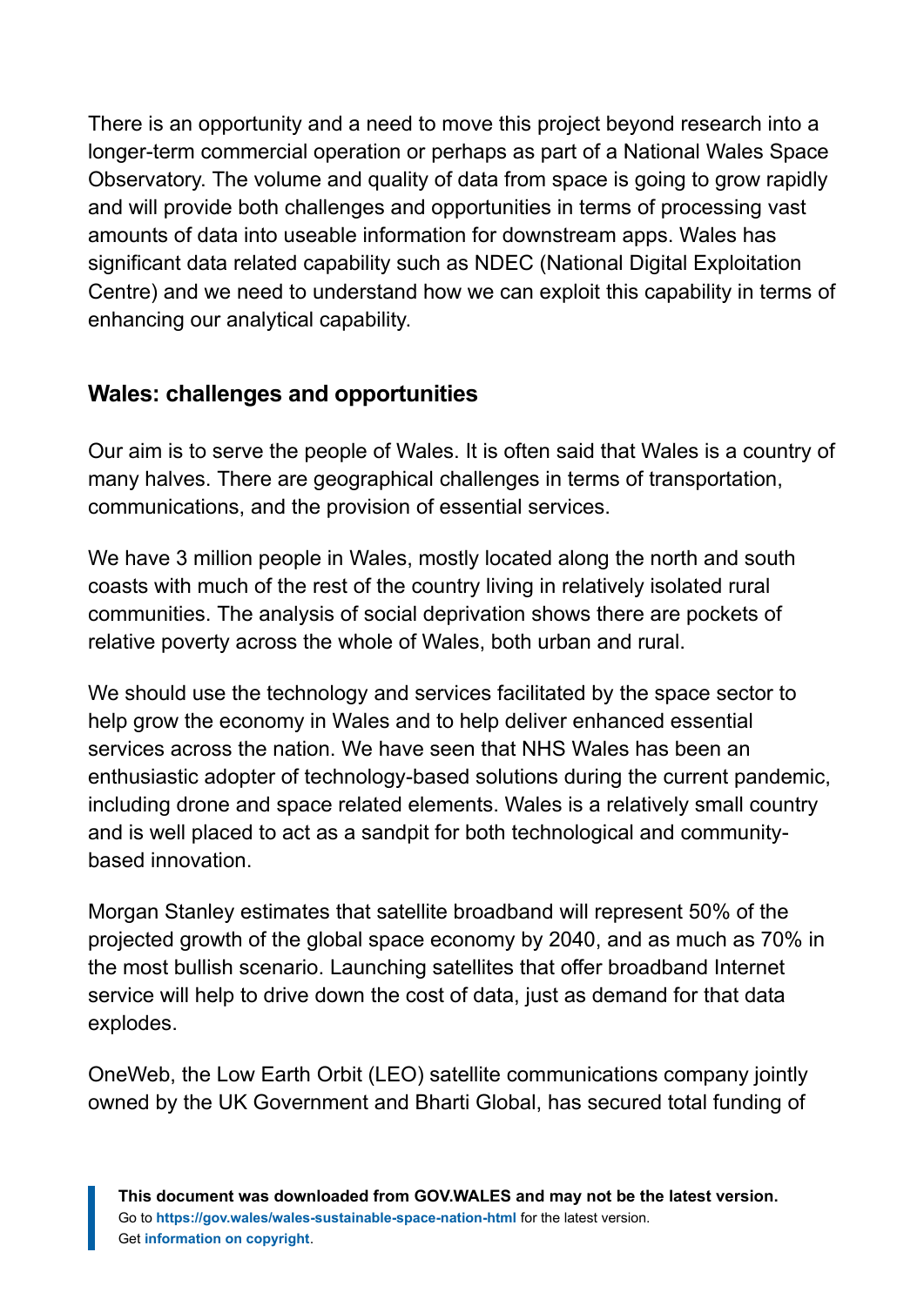There is an opportunity and a need to move this project beyond research into a longer-term commercial operation or perhaps as part of a National Wales Space Observatory. The volume and quality of data from space is going to grow rapidly and will provide both challenges and opportunities in terms of processing vast amounts of data into useable information for downstream apps. Wales has significant data related capability such as NDEC (National Digital Exploitation Centre) and we need to understand how we can exploit this capability in terms of enhancing our analytical capability.

## Wales: challenges and opportunities

Our aim is to serve the people of Wales. It is often said that Wales is a country of many halves. There are geographical challenges in terms of transportation, communications, and the provision of essential services.

We have 3 million people in Wales, mostly located along the north and south coasts with much of the rest of the country living in relatively isolated rural communities. The analysis of social deprivation shows there are pockets of relative poverty across the whole of Wales, both urban and rural.

We should use the technology and services facilitated by the space sector to help grow the economy in Wales and to help deliver enhanced essential services across the nation. We have seen that NHS Wales has been an enthusiastic adopter of technology-based solutions during the current pandemic, including drone and space related elements. Wales is a relatively small country and is well placed to act as a sandpit for both technological and community-based innovation.

Morgan Stanley estimates that satellite broadband will represent 50% of the projected growth of the global space economy by 2040, and as much as 70% in the most bullish scenario. Launching satellites that offer broadband Internet service will help to drive down the cost of data, just as demand for that data explodes.

OneWeb, the Low Earth Orbit (LEO) satellite communications company jointly owned by the UK Government and Bharti Global, has secured total funding of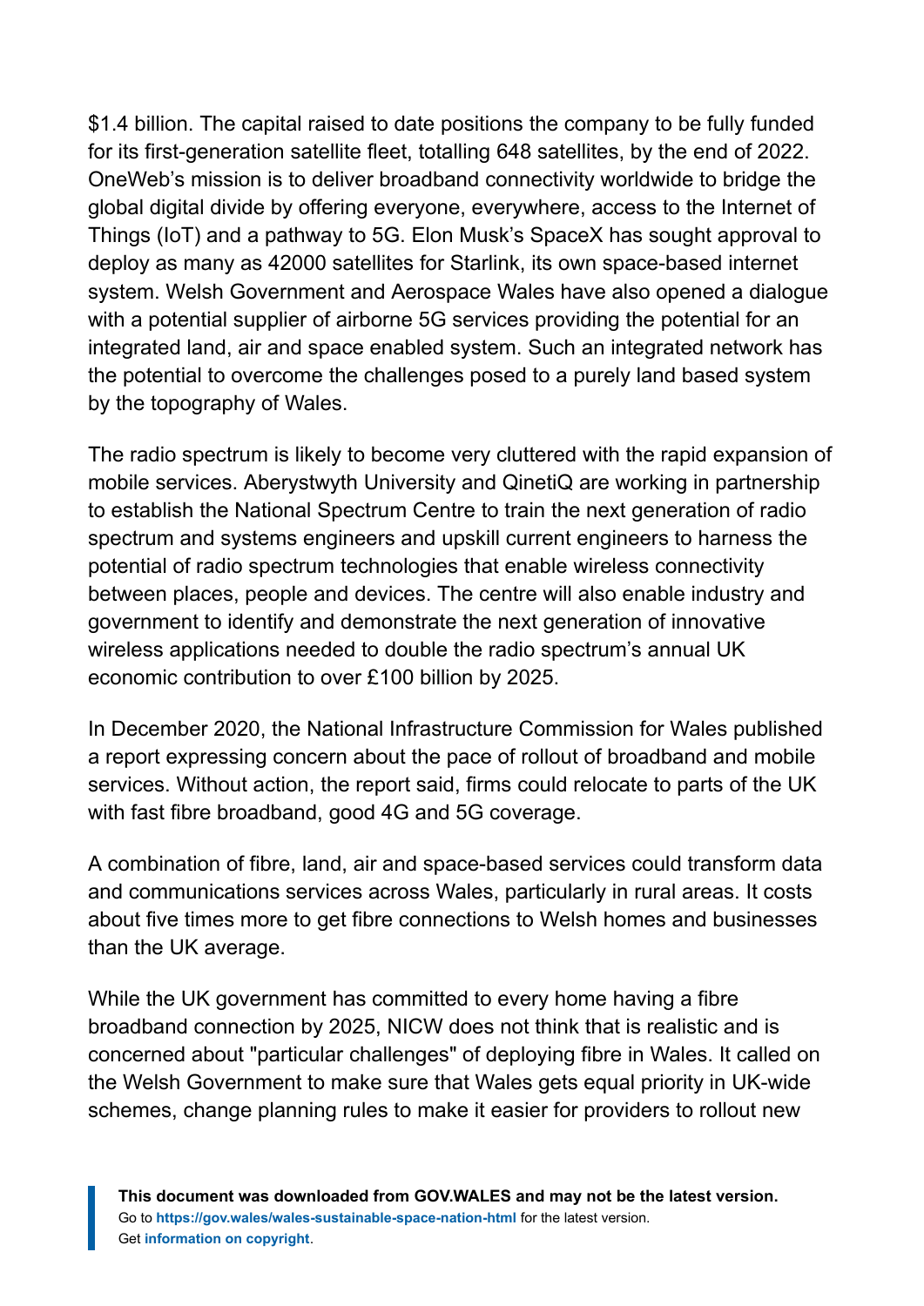$1.4 billion. The capital raised to date positions the company to be fully funded for its first-generation satellite fleet, totalling 648 satellites, by the end of 2022. OneWeb's mission is to deliver broadband connectivity worldwide to bridge the global digital divide by offering everyone, everywhere, access to the Internet of Things (IoT) and a pathway to 5G. Elon Musk's SpaceX has sought approval to deploy as many as 42000 satellites for Starlink, its own space-based internet system. Welsh Government and Aerospace Wales have also opened a dialogue with a potential supplier of airborne 5G services providing the potential for an integrated land, air and space enabled system. Such an integrated network has the potential to overcome the challenges posed to a purely land based system by the topography of Wales.

The radio spectrum is likely to become very cluttered with the rapid expansion of mobile services. Aberystwyth University and QinetiQ are working in partnership to establish the National Spectrum Centre to train the next generation of radio spectrum and systems engineers and upskill current engineers to harness the potential of radio spectrum technologies that enable wireless connectivity between places, people and devices. The centre will also enable industry and government to identify and demonstrate the next generation of innovative wireless applications needed to double the radio spectrum's annual UK economic contribution to over £100 billion by 2025.

In December 2020, the National Infrastructure Commission for Wales published a report expressing concern about the pace of rollout of broadband and mobile services. Without action, the report said, firms could relocate to parts of the UK with fast fibre broadband, good 4G and 5G coverage.

A combination of fibre, land, air and space-based services could transform data and communications services across Wales, particularly in rural areas. It costs about five times more to get fibre connections to Welsh homes and businesses than the UK average.

While the UK government has committed to every home having a fibre broadband connection by 2025, NICW does not think that is realistic and is concerned about "particular challenges" of deploying fibre in Wales. It called on the Welsh Government to make sure that Wales gets equal priority in UK-wide schemes, change planning rules to make it easier for providers to rollout new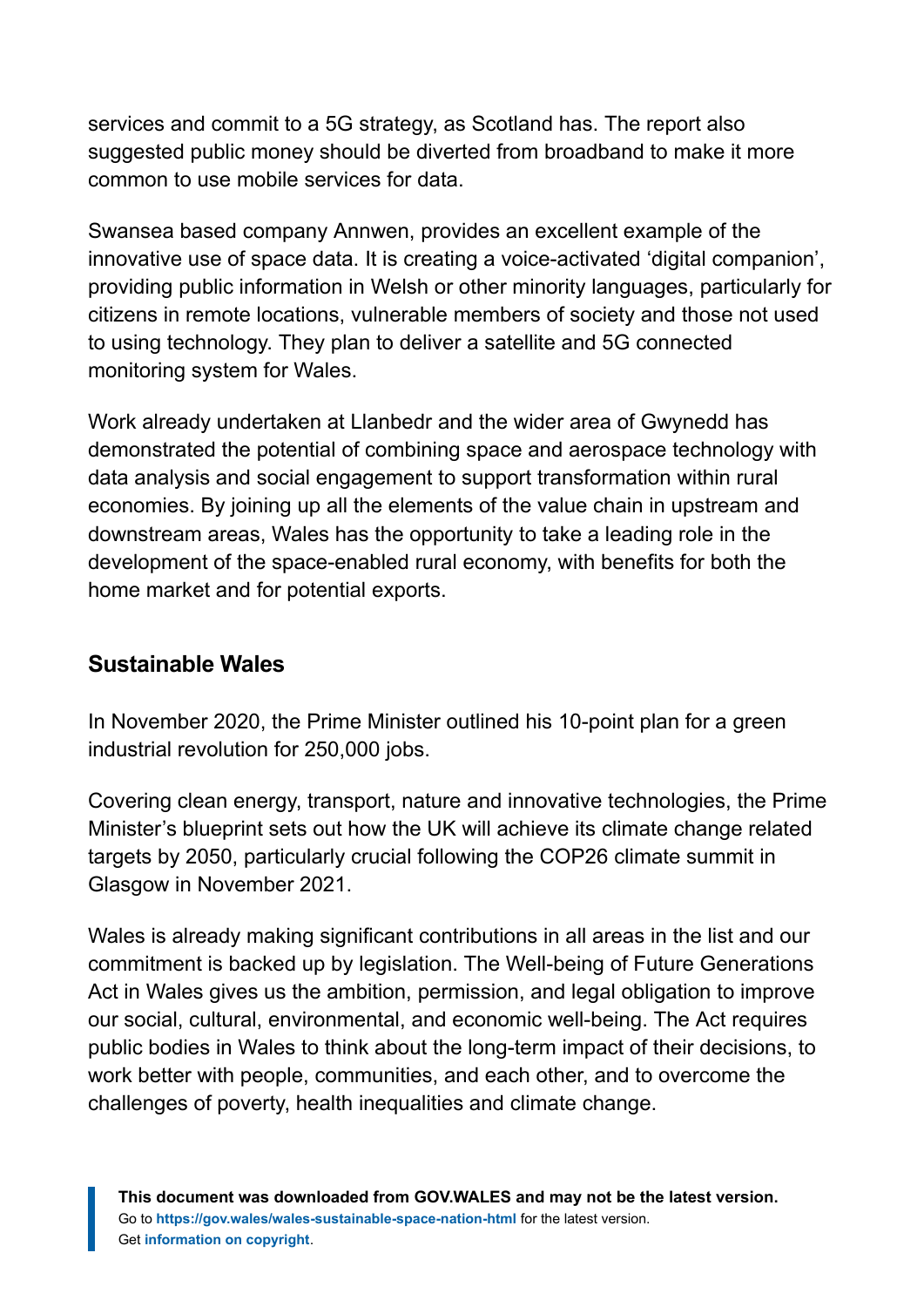services and commit to a 5G strategy, as Scotland has. The report also suggested public money should be diverted from broadband to make it more common to use mobile services for data.

Swansea based company Annwen, provides an excellent example of the innovative use of space data. It is creating a voice-activated ‘digital companion’, providing public information in Welsh or other minority languages, particularly for citizens in remote locations, vulnerable members of society and those not used to using technology. They plan to deliver a satellite and 5G connected monitoring system for Wales.

Work already undertaken at Llanbedr and the wider area of Gwynedd has demonstrated the potential of combining space and aerospace technology with data analysis and social engagement to support transformation within rural economies. By joining up all the elements of the value chain in upstream and downstream areas, Wales has the opportunity to take a leading role in the development of the space-enabled rural economy, with benefits for both the home market and for potential exports.

## Sustainable Wales

In November 2020, the Prime Minister outlined his 10-point plan for a green industrial revolution for 250,000 jobs.

Covering clean energy, transport, nature and innovative technologies, the Prime Minister’s blueprint sets out how the UK will achieve its climate change related targets by 2050, particularly crucial following the COP26 climate summit in Glasgow in November 2021.

Wales is already making significant contributions in all areas in the list and our commitment is backed up by legislation. The Well-being of Future Generations Act in Wales gives us the ambition, permission, and legal obligation to improve our social, cultural, environmental, and economic well-being. The Act requires public bodies in Wales to think about the long-term impact of their decisions, to work better with people, communities, and each other, and to overcome the challenges of poverty, health inequalities and climate change.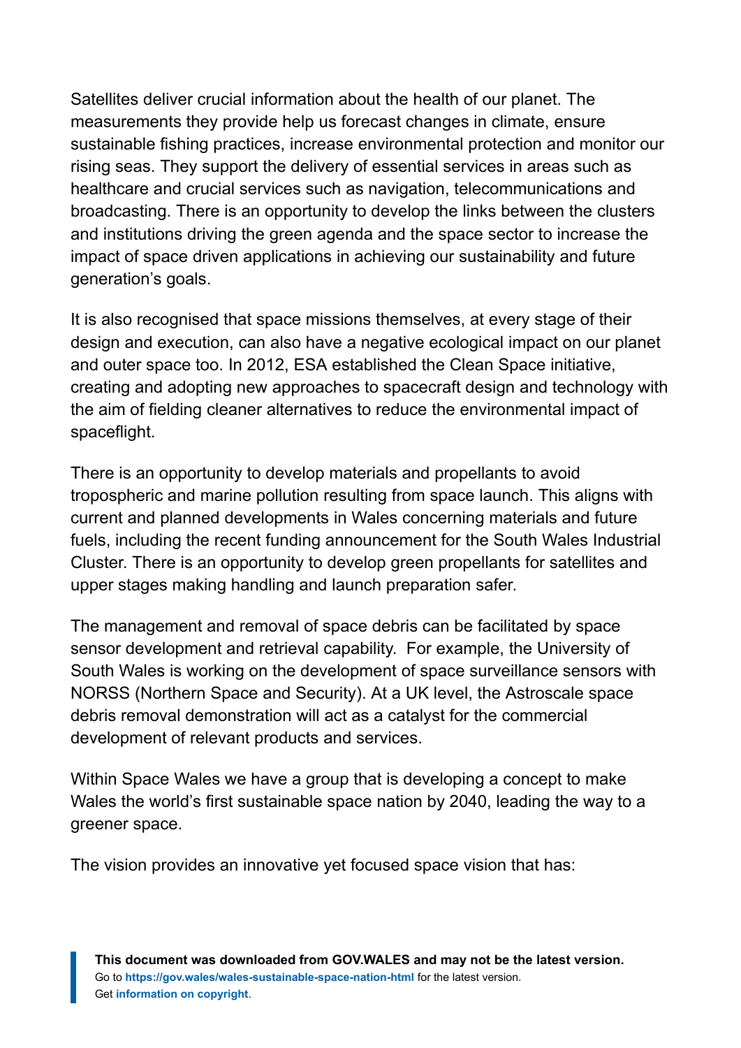Satellites deliver crucial information about the health of our planet. The measurements they provide help us forecast changes in climate, ensure sustainable fishing practices, increase environmental protection and monitor our rising seas. They support the delivery of essential services in areas such as healthcare and crucial services such as navigation, telecommunications and broadcasting. There is an opportunity to develop the links between the clusters and institutions driving the green agenda and the space sector to increase the impact of space driven applications in achieving our sustainability and future generation's goals.

It is also recognised that space missions themselves, at every stage of their design and execution, can also have a negative ecological impact on our planet and outer space too. In 2012, ESA established the Clean Space initiative, creating and adopting new approaches to spacecraft design and technology with the aim of fielding cleaner alternatives to reduce the environmental impact of spaceflight.

There is an opportunity to develop materials and propellants to avoid tropospheric and marine pollution resulting from space launch. This aligns with current and planned developments in Wales concerning materials and future fuels, including the recent funding announcement for the South Wales Industrial Cluster. There is an opportunity to develop green propellants for satellites and upper stages making handling and launch preparation safer.

The management and removal of space debris can be facilitated by space sensor development and retrieval capability. For example, the University of South Wales is working on the development of space surveillance sensors with NORSS (Northern Space and Security). At a UK level, the Astroscale space debris removal demonstration will act as a catalyst for the commercial development of relevant products and services.

Within Space Wales we have a group that is developing a concept to make Wales the world's first sustainable space nation by 2040, leading the way to a greener space.

The vision provides an innovative yet focused space vision that has: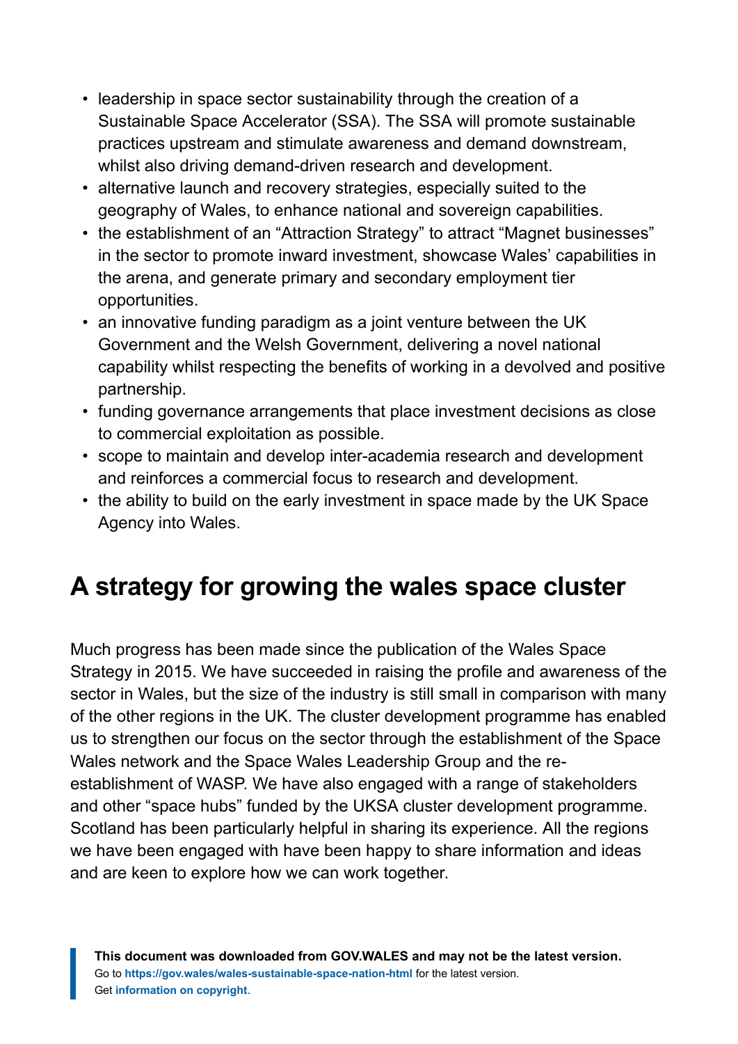- leadership in space sector sustainability through the creation of a Sustainable Space Accelerator (SSA). The SSA will promote sustainable practices upstream and stimulate awareness and demand downstream, whilst also driving demand-driven research and development.
- alternative launch and recovery strategies, especially suited to the geography of Wales, to enhance national and sovereign capabilities.
- the establishment of an "Attraction Strategy" to attract "Magnet businesses" in the sector to promote inward investment, showcase Wales' capabilities in the arena, and generate primary and secondary employment tier opportunities.
- an innovative funding paradigm as a joint venture between the UK Government and the Welsh Government, delivering a novel national capability whilst respecting the benefits of working in a devolved and positive partnership.
- funding governance arrangements that place investment decisions as close to commercial exploitation as possible.
- scope to maintain and develop inter-academia research and development and reinforces a commercial focus to research and development.
- the ability to build on the early investment in space made by the UK Space Agency into Wales.

## A strategy for growing the wales space cluster

Much progress has been made since the publication of the Wales Space Strategy in 2015. We have succeeded in raising the profile and awareness of the sector in Wales, but the size of the industry is still small in comparison with many of the other regions in the UK. The cluster development programme has enabled us to strengthen our focus on the sector through the establishment of the Space Wales network and the Space Wales Leadership Group and the re-establishment of WASP. We have also engaged with a range of stakeholders and other "space hubs" funded by the UKSA cluster development programme. Scotland has been particularly helpful in sharing its experience. All the regions we have been engaged with have been happy to share information and ideas and are keen to explore how we can work together.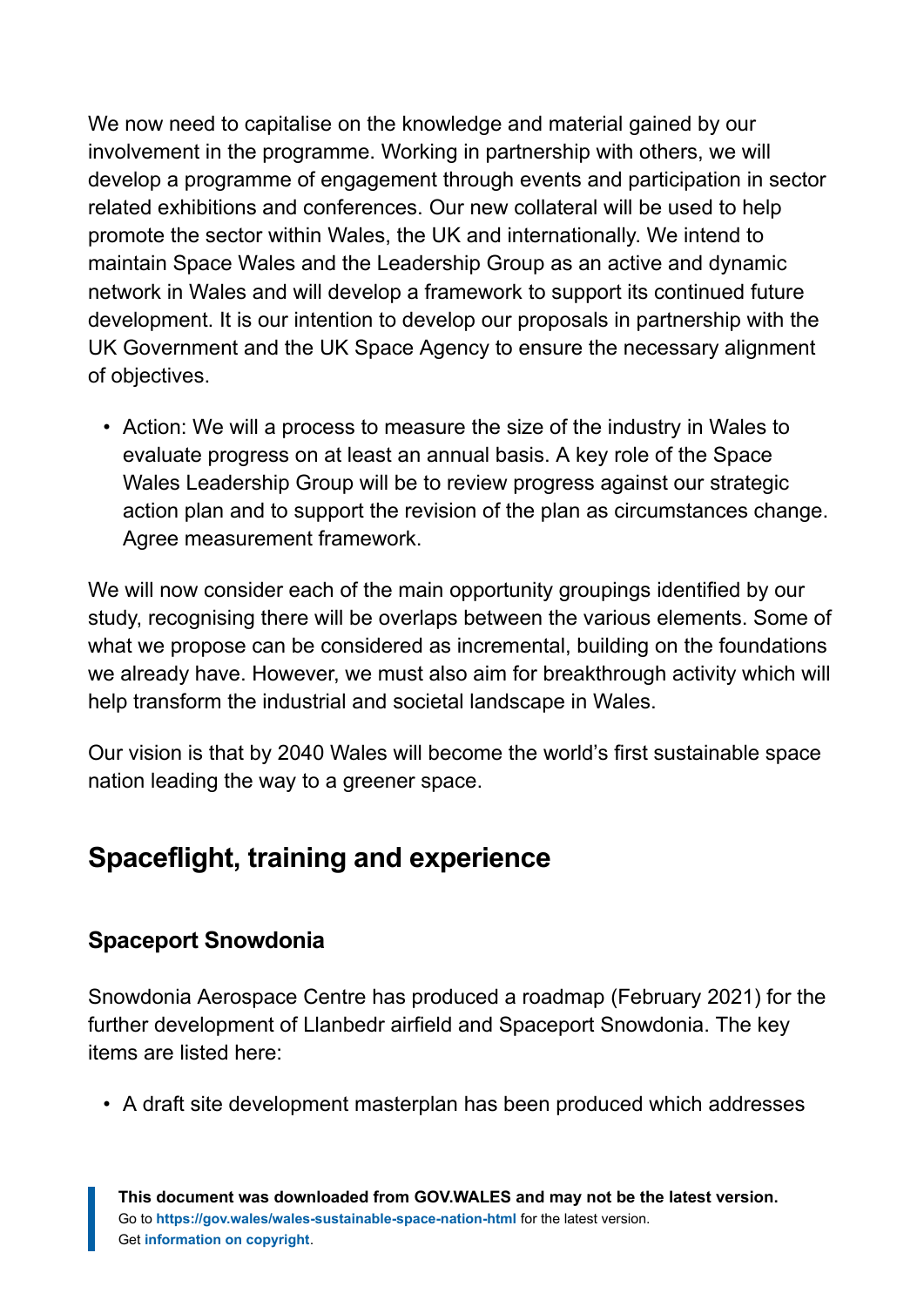We now need to capitalise on the knowledge and material gained by our involvement in the programme. Working in partnership with others, we will develop a programme of engagement through events and participation in sector related exhibitions and conferences. Our new collateral will be used to help promote the sector within Wales, the UK and internationally. We intend to maintain Space Wales and the Leadership Group as an active and dynamic network in Wales and will develop a framework to support its continued future development. It is our intention to develop our proposals in partnership with the UK Government and the UK Space Agency to ensure the necessary alignment of objectives.

- Action: We will a process to measure the size of the industry in Wales to evaluate progress on at least an annual basis. A key role of the Space Wales Leadership Group will be to review progress against our strategic action plan and to support the revision of the plan as circumstances change. Agree measurement framework.

We will now consider each of the main opportunity groupings identified by our study, recognising there will be overlaps between the various elements. Some of what we propose can be considered as incremental, building on the foundations we already have. However, we must also aim for breakthrough activity which will help transform the industrial and societal landscape in Wales.

Our vision is that by 2040 Wales will become the world's first sustainable space nation leading the way to a greener space.

## Spaceflight, training and experience

### Spaceport Snowdonia

Snowdonia Aerospace Centre has produced a roadmap (February 2021) for the further development of Llanbedr airfield and Spaceport Snowdonia. The key items are listed here:

- A draft site development masterplan has been produced which addresses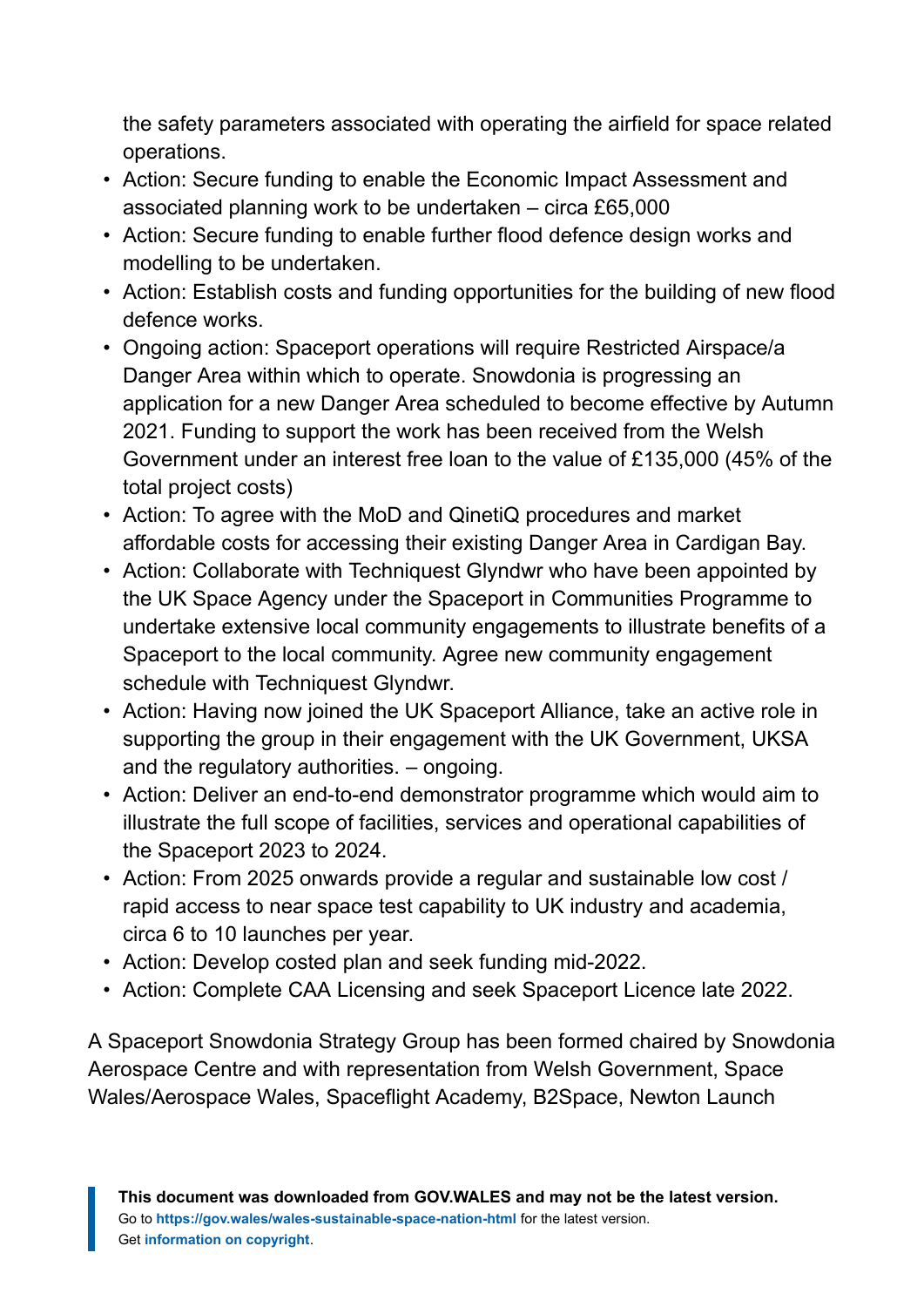the safety parameters associated with operating the airfield for space related operations.

- Action: Secure funding to enable the Economic Impact Assessment and associated planning work to be undertaken – circa £65,000
- Action: Secure funding to enable further flood defence design works and modelling to be undertaken.
- Action: Establish costs and funding opportunities for the building of new flood defence works.
- Ongoing action: Spaceport operations will require Restricted Airspace/a Danger Area within which to operate. Snowdonia is progressing an application for a new Danger Area scheduled to become effective by Autumn 2021. Funding to support the work has been received from the Welsh Government under an interest free loan to the value of £135,000 (45% of the total project costs)
- Action: To agree with the MoD and QinetiQ procedures and market affordable costs for accessing their existing Danger Area in Cardigan Bay.
- Action: Collaborate with Techniquest Glyndwr who have been appointed by the UK Space Agency under the Spaceport in Communities Programme to undertake extensive local community engagements to illustrate benefits of a Spaceport to the local community. Agree new community engagement schedule with Techniquest Glyndwr.
- Action: Having now joined the UK Spaceport Alliance, take an active role in supporting the group in their engagement with the UK Government, UKSA and the regulatory authorities. – ongoing.
- Action: Deliver an end-to-end demonstrator programme which would aim to illustrate the full scope of facilities, services and operational capabilities of the Spaceport 2023 to 2024.
- Action: From 2025 onwards provide a regular and sustainable low cost / rapid access to near space test capability to UK industry and academia, circa 6 to 10 launches per year.
- Action: Develop costed plan and seek funding mid-2022.
- Action: Complete CAA Licensing and seek Spaceport Licence late 2022.

A Spaceport Snowdonia Strategy Group has been formed chaired by Snowdonia Aerospace Centre and with representation from Welsh Government, Space Wales/Aerospace Wales, Spaceflight Academy, B2Space, Newton Launch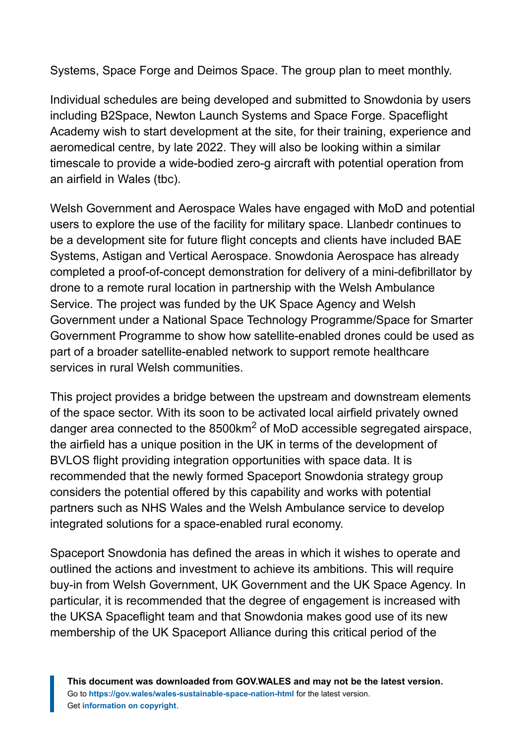Systems, Space Forge and Deimos Space. The group plan to meet monthly.

Individual schedules are being developed and submitted to Snowdonia by users including B2Space, Newton Launch Systems and Space Forge. Spaceflight Academy wish to start development at the site, for their training, experience and aeromedical centre, by late 2022. They will also be looking within a similar timescale to provide a wide-bodied zero-g aircraft with potential operation from an airfield in Wales (tbc).

Welsh Government and Aerospace Wales have engaged with MoD and potential users to explore the use of the facility for military space. Llanbedr continues to be a development site for future flight concepts and clients have included BAE Systems, Astigan and Vertical Aerospace. Snowdonia Aerospace has already completed a proof-of-concept demonstration for delivery of a mini-defibrillator by drone to a remote rural location in partnership with the Welsh Ambulance Service. The project was funded by the UK Space Agency and Welsh Government under a National Space Technology Programme/Space for Smarter Government Programme to show how satellite-enabled drones could be used as part of a broader satellite-enabled network to support remote healthcare services in rural Welsh communities.

This project provides a bridge between the upstream and downstream elements of the space sector. With its soon to be activated local airfield privately owned danger area connected to the 8500km$^2$ of MoD accessible segregated airspace, the airfield has a unique position in the UK in terms of the development of BVLOS flight providing integration opportunities with space data. It is recommended that the newly formed Spaceport Snowdonia strategy group considers the potential offered by this capability and works with potential partners such as NHS Wales and the Welsh Ambulance service to develop integrated solutions for a space-enabled rural economy.

Spaceport Snowdonia has defined the areas in which it wishes to operate and outlined the actions and investment to achieve its ambitions. This will require buy-in from Welsh Government, UK Government and the UK Space Agency. In particular, it is recommended that the degree of engagement is increased with the UKSA Spaceflight team and that Snowdonia makes good use of its new membership of the UK Spaceport Alliance during this critical period of the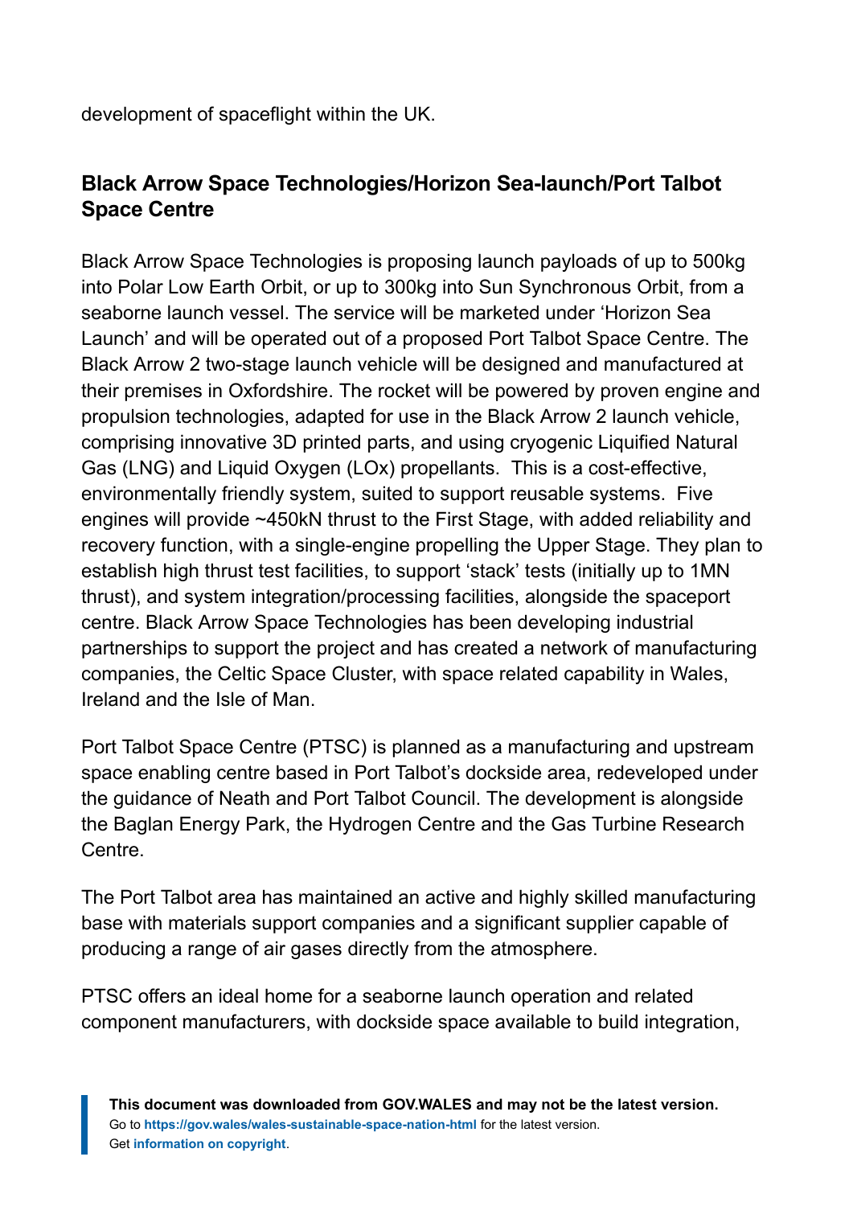development of spaceflight within the UK.

## Black Arrow Space Technologies/Horizon Sea-launch/Port Talbot Space Centre

Black Arrow Space Technologies is proposing launch payloads of up to 500kg into Polar Low Earth Orbit, or up to 300kg into Sun Synchronous Orbit, from a seaborne launch vessel. The service will be marketed under 'Horizon Sea Launch' and will be operated out of a proposed Port Talbot Space Centre. The Black Arrow 2 two-stage launch vehicle will be designed and manufactured at their premises in Oxfordshire. The rocket will be powered by proven engine and propulsion technologies, adapted for use in the Black Arrow 2 launch vehicle, comprising innovative 3D printed parts, and using cryogenic Liquified Natural Gas (LNG) and Liquid Oxygen (LOx) propellants. This is a cost-effective, environmentally friendly system, suited to support reusable systems. Five engines will provide ~450kN thrust to the First Stage, with added reliability and recovery function, with a single-engine propelling the Upper Stage. They plan to establish high thrust test facilities, to support 'stack' tests (initially up to 1MN thrust), and system integration/processing facilities, alongside the spaceport centre. Black Arrow Space Technologies has been developing industrial partnerships to support the project and has created a network of manufacturing companies, the Celtic Space Cluster, with space related capability in Wales, Ireland and the Isle of Man.

Port Talbot Space Centre (PTSC) is planned as a manufacturing and upstream space enabling centre based in Port Talbot's dockside area, redeveloped under the guidance of Neath and Port Talbot Council. The development is alongside the Baglan Energy Park, the Hydrogen Centre and the Gas Turbine Research Centre.

The Port Talbot area has maintained an active and highly skilled manufacturing base with materials support companies and a significant supplier capable of producing a range of air gases directly from the atmosphere.

PTSC offers an ideal home for a seaborne launch operation and related component manufacturers, with dockside space available to build integration,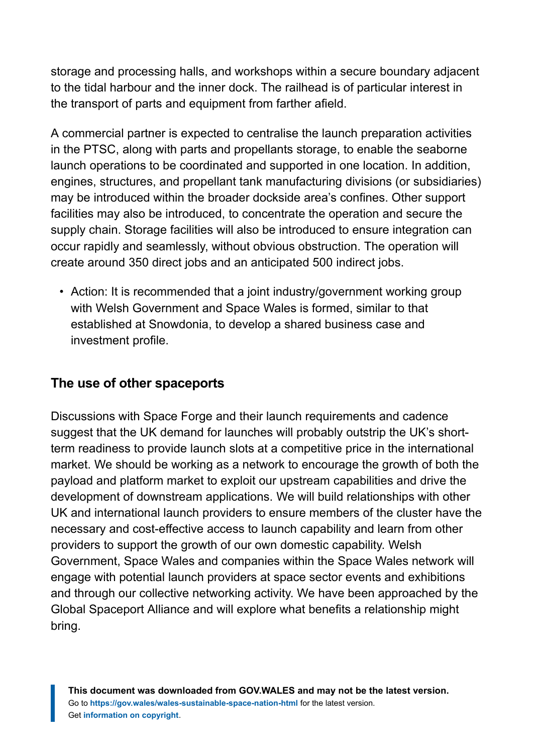storage and processing halls, and workshops within a secure boundary adjacent to the tidal harbour and the inner dock. The railhead is of particular interest in the transport of parts and equipment from farther afield.

A commercial partner is expected to centralise the launch preparation activities in the PTSC, along with parts and propellants storage, to enable the seaborne launch operations to be coordinated and supported in one location. In addition, engines, structures, and propellant tank manufacturing divisions (or subsidiaries) may be introduced within the broader dockside area's confines. Other support facilities may also be introduced, to concentrate the operation and secure the supply chain. Storage facilities will also be introduced to ensure integration can occur rapidly and seamlessly, without obvious obstruction. The operation will create around 350 direct jobs and an anticipated 500 indirect jobs.

- Action: It is recommended that a joint industry/government working group with Welsh Government and Space Wales is formed, similar to that established at Snowdonia, to develop a shared business case and investment profile.

## The use of other spaceports

Discussions with Space Forge and their launch requirements and cadence suggest that the UK demand for launches will probably outstrip the UK's short-term readiness to provide launch slots at a competitive price in the international market. We should be working as a network to encourage the growth of both the payload and platform market to exploit our upstream capabilities and drive the development of downstream applications. We will build relationships with other UK and international launch providers to ensure members of the cluster have the necessary and cost-effective access to launch capability and learn from other providers to support the growth of our own domestic capability. Welsh Government, Space Wales and companies within the Space Wales network will engage with potential launch providers at space sector events and exhibitions and through our collective networking activity. We have been approached by the Global Spaceport Alliance and will explore what benefits a relationship might bring.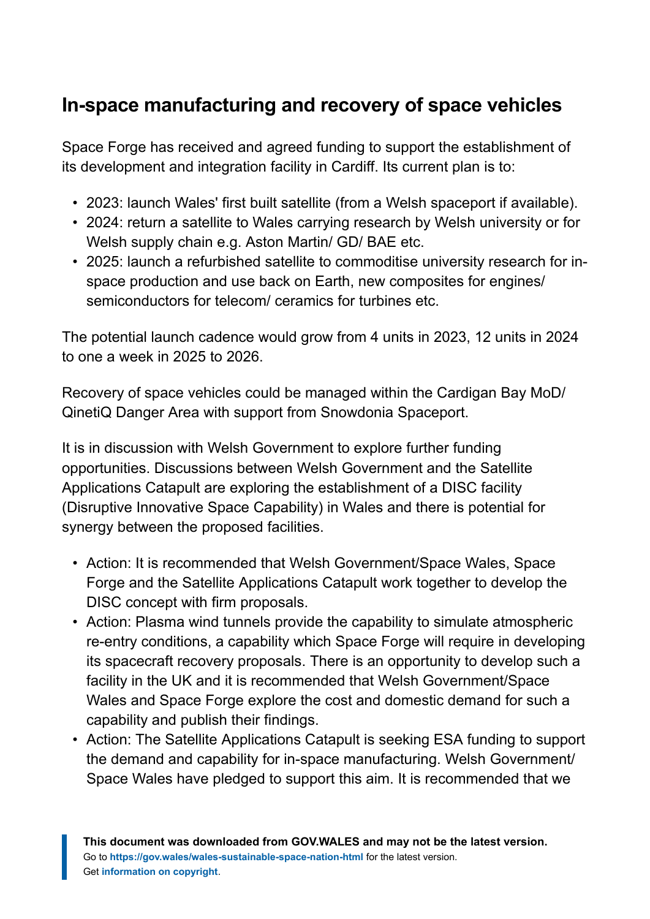## In-space manufacturing and recovery of space vehicles

Space Forge has received and agreed funding to support the establishment of its development and integration facility in Cardiff. Its current plan is to:

- 2023: launch Wales' first built satellite (from a Welsh spaceport if available).
- 2024: return a satellite to Wales carrying research by Welsh university or for Welsh supply chain e.g. Aston Martin/ GD/ BAE etc.
- 2025: launch a refurbished satellite to commoditise university research for in-space production and use back on Earth, new composites for engines/ semiconductors for telecom/ ceramics for turbines etc.

The potential launch cadence would grow from 4 units in 2023, 12 units in 2024 to one a week in 2025 to 2026.

Recovery of space vehicles could be managed within the Cardigan Bay MoD/ QinetiQ Danger Area with support from Snowdonia Spaceport.

It is in discussion with Welsh Government to explore further funding opportunities. Discussions between Welsh Government and the Satellite Applications Catapult are exploring the establishment of a DISC facility (Disruptive Innovative Space Capability) in Wales and there is potential for synergy between the proposed facilities.

- Action: It is recommended that Welsh Government/Space Wales, Space Forge and the Satellite Applications Catapult work together to develop the DISC concept with firm proposals.
- Action: Plasma wind tunnels provide the capability to simulate atmospheric re-entry conditions, a capability which Space Forge will require in developing its spacecraft recovery proposals. There is an opportunity to develop such a facility in the UK and it is recommended that Welsh Government/Space Wales and Space Forge explore the cost and domestic demand for such a capability and publish their findings.
- Action: The Satellite Applications Catapult is seeking ESA funding to support the demand and capability for in-space manufacturing. Welsh Government/ Space Wales have pledged to support this aim. It is recommended that we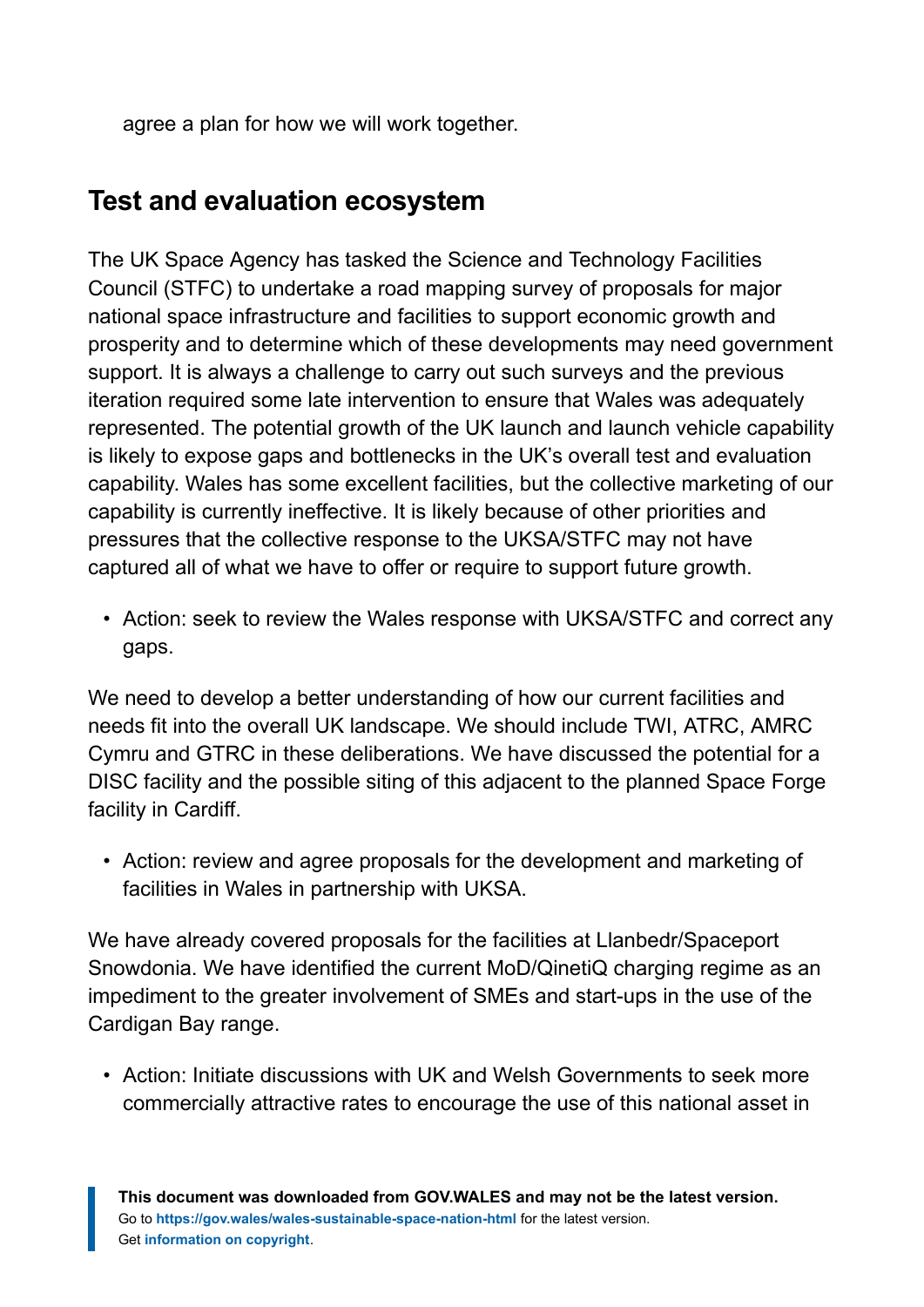agree a plan for how we will work together.

## Test and evaluation ecosystem

The UK Space Agency has tasked the Science and Technology Facilities Council (STFC) to undertake a road mapping survey of proposals for major national space infrastructure and facilities to support economic growth and prosperity and to determine which of these developments may need government support. It is always a challenge to carry out such surveys and the previous iteration required some late intervention to ensure that Wales was adequately represented. The potential growth of the UK launch and launch vehicle capability is likely to expose gaps and bottlenecks in the UK's overall test and evaluation capability. Wales has some excellent facilities, but the collective marketing of our capability is currently ineffective. It is likely because of other priorities and pressures that the collective response to the UKSA/STFC may not have captured all of what we have to offer or require to support future growth.

- Action: seek to review the Wales response with UKSA/STFC and correct any gaps.

We need to develop a better understanding of how our current facilities and needs fit into the overall UK landscape. We should include TWI, ATRC, AMRC Cymru and GTRC in these deliberations. We have discussed the potential for a DISC facility and the possible siting of this adjacent to the planned Space Forge facility in Cardiff.

- Action: review and agree proposals for the development and marketing of facilities in Wales in partnership with UKSA.

We have already covered proposals for the facilities at Llanbedr/Spaceport Snowdonia. We have identified the current MoD/QinetiQ charging regime as an impediment to the greater involvement of SMEs and start-ups in the use of the Cardigan Bay range.

- Action: Initiate discussions with UK and Welsh Governments to seek more commercially attractive rates to encourage the use of this national asset in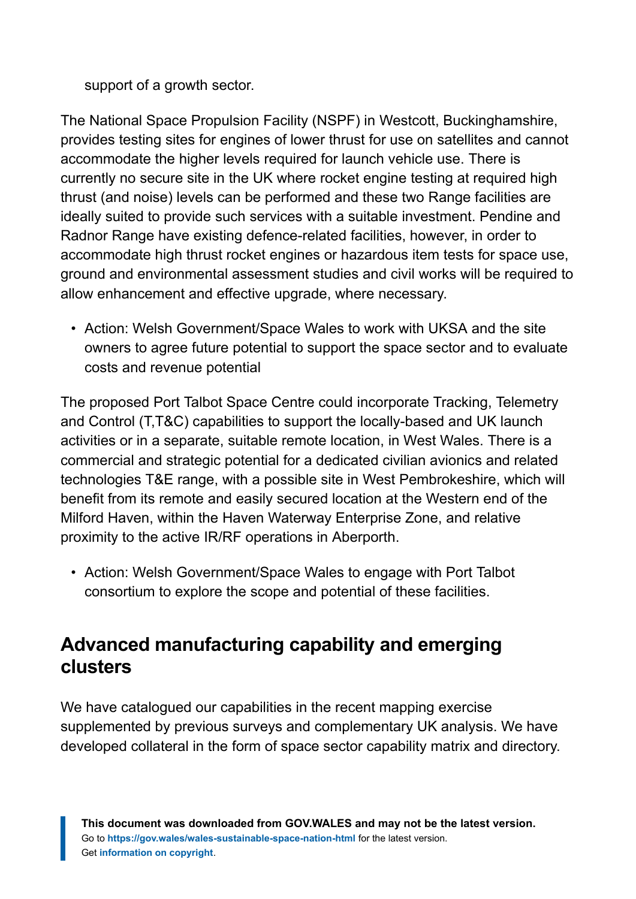support of a growth sector.

The National Space Propulsion Facility (NSPF) in Westcott, Buckinghamshire, provides testing sites for engines of lower thrust for use on satellites and cannot accommodate the higher levels required for launch vehicle use. There is currently no secure site in the UK where rocket engine testing at required high thrust (and noise) levels can be performed and these two Range facilities are ideally suited to provide such services with a suitable investment. Pendine and Radnor Range have existing defence-related facilities, however, in order to accommodate high thrust rocket engines or hazardous item tests for space use, ground and environmental assessment studies and civil works will be required to allow enhancement and effective upgrade, where necessary.

- Action: Welsh Government/Space Wales to work with UKSA and the site owners to agree future potential to support the space sector and to evaluate costs and revenue potential

The proposed Port Talbot Space Centre could incorporate Tracking, Telemetry and Control (T,T&C) capabilities to support the locally-based and UK launch activities or in a separate, suitable remote location, in West Wales. There is a commercial and strategic potential for a dedicated civilian avionics and related technologies T&E range, with a possible site in West Pembrokeshire, which will benefit from its remote and easily secured location at the Western end of the Milford Haven, within the Haven Waterway Enterprise Zone, and relative proximity to the active IR/RF operations in Aberporth.

- Action: Welsh Government/Space Wales to engage with Port Talbot consortium to explore the scope and potential of these facilities.

## Advanced manufacturing capability and emerging clusters

We have catalogued our capabilities in the recent mapping exercise supplemented by previous surveys and complementary UK analysis. We have developed collateral in the form of space sector capability matrix and directory.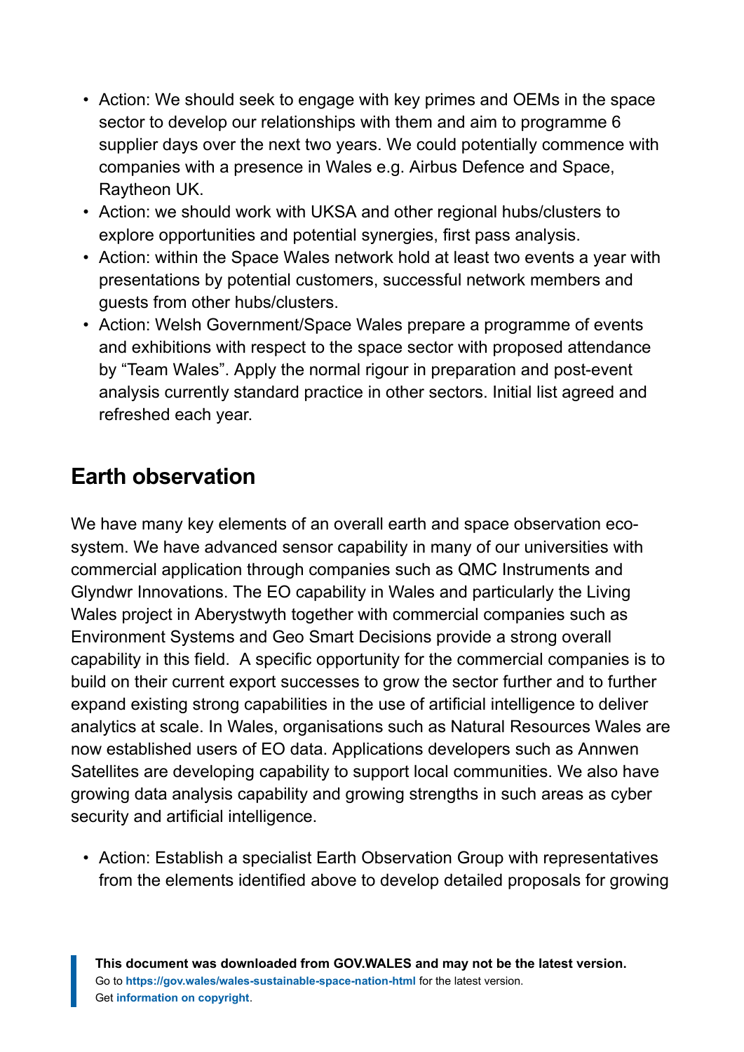- Action: We should seek to engage with key primes and OEMs in the space sector to develop our relationships with them and aim to programme 6 supplier days over the next two years. We could potentially commence with companies with a presence in Wales e.g. Airbus Defence and Space, Raytheon UK.
- Action: we should work with UKSA and other regional hubs/clusters to explore opportunities and potential synergies, first pass analysis.
- Action: within the Space Wales network hold at least two events a year with presentations by potential customers, successful network members and guests from other hubs/clusters.
- Action: Welsh Government/Space Wales prepare a programme of events and exhibitions with respect to the space sector with proposed attendance by "Team Wales". Apply the normal rigour in preparation and post-event analysis currently standard practice in other sectors. Initial list agreed and refreshed each year.

## Earth observation

We have many key elements of an overall earth and space observation eco-system. We have advanced sensor capability in many of our universities with commercial application through companies such as QMC Instruments and Glyndwr Innovations. The EO capability in Wales and particularly the Living Wales project in Aberystwyth together with commercial companies such as Environment Systems and Geo Smart Decisions provide a strong overall capability in this field. A specific opportunity for the commercial companies is to build on their current export successes to grow the sector further and to further expand existing strong capabilities in the use of artificial intelligence to deliver analytics at scale. In Wales, organisations such as Natural Resources Wales are now established users of EO data. Applications developers such as Annwen Satellites are developing capability to support local communities. We also have growing data analysis capability and growing strengths in such areas as cyber security and artificial intelligence.

- Action: Establish a specialist Earth Observation Group with representatives from the elements identified above to develop detailed proposals for growing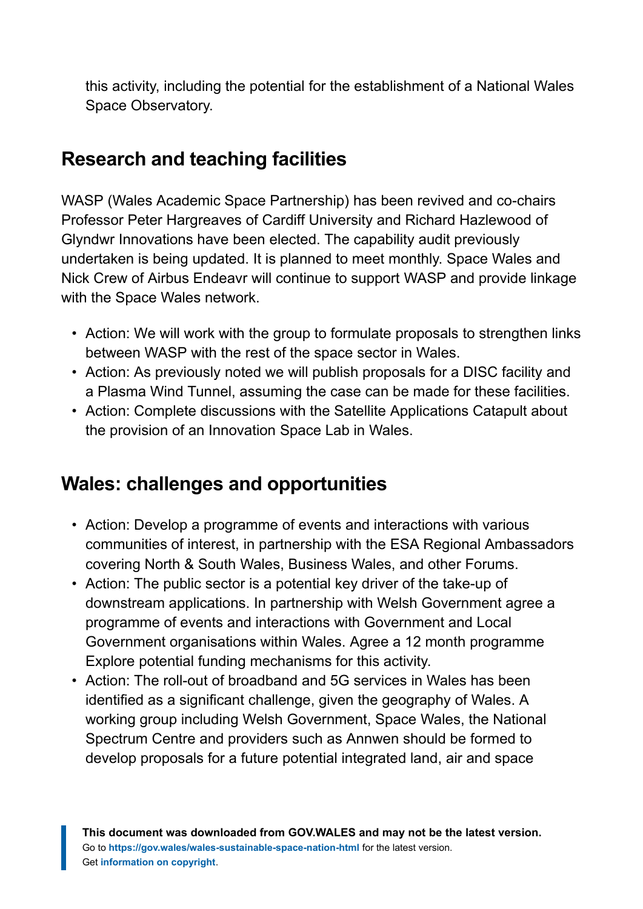this activity, including the potential for the establishment of a National Wales Space Observatory.

## Research and teaching facilities

WASP (Wales Academic Space Partnership) has been revived and co-chairs Professor Peter Hargreaves of Cardiff University and Richard Hazlewood of Glyndwr Innovations have been elected. The capability audit previously undertaken is being updated. It is planned to meet monthly. Space Wales and Nick Crew of Airbus Endeavr will continue to support WASP and provide linkage with the Space Wales network.

- Action: We will work with the group to formulate proposals to strengthen links between WASP with the rest of the space sector in Wales.
- Action: As previously noted we will publish proposals for a DISC facility and a Plasma Wind Tunnel, assuming the case can be made for these facilities.
- Action: Complete discussions with the Satellite Applications Catapult about the provision of an Innovation Space Lab in Wales.

## Wales: challenges and opportunities

- Action: Develop a programme of events and interactions with various communities of interest, in partnership with the ESA Regional Ambassadors covering North & South Wales, Business Wales, and other Forums.
- Action: The public sector is a potential key driver of the take-up of downstream applications. In partnership with Welsh Government agree a programme of events and interactions with Government and Local Government organisations within Wales. Agree a 12 month programme Explore potential funding mechanisms for this activity.
- Action: The roll-out of broadband and 5G services in Wales has been identified as a significant challenge, given the geography of Wales. A working group including Welsh Government, Space Wales, the National Spectrum Centre and providers such as Annwen should be formed to develop proposals for a future potential integrated land, air and space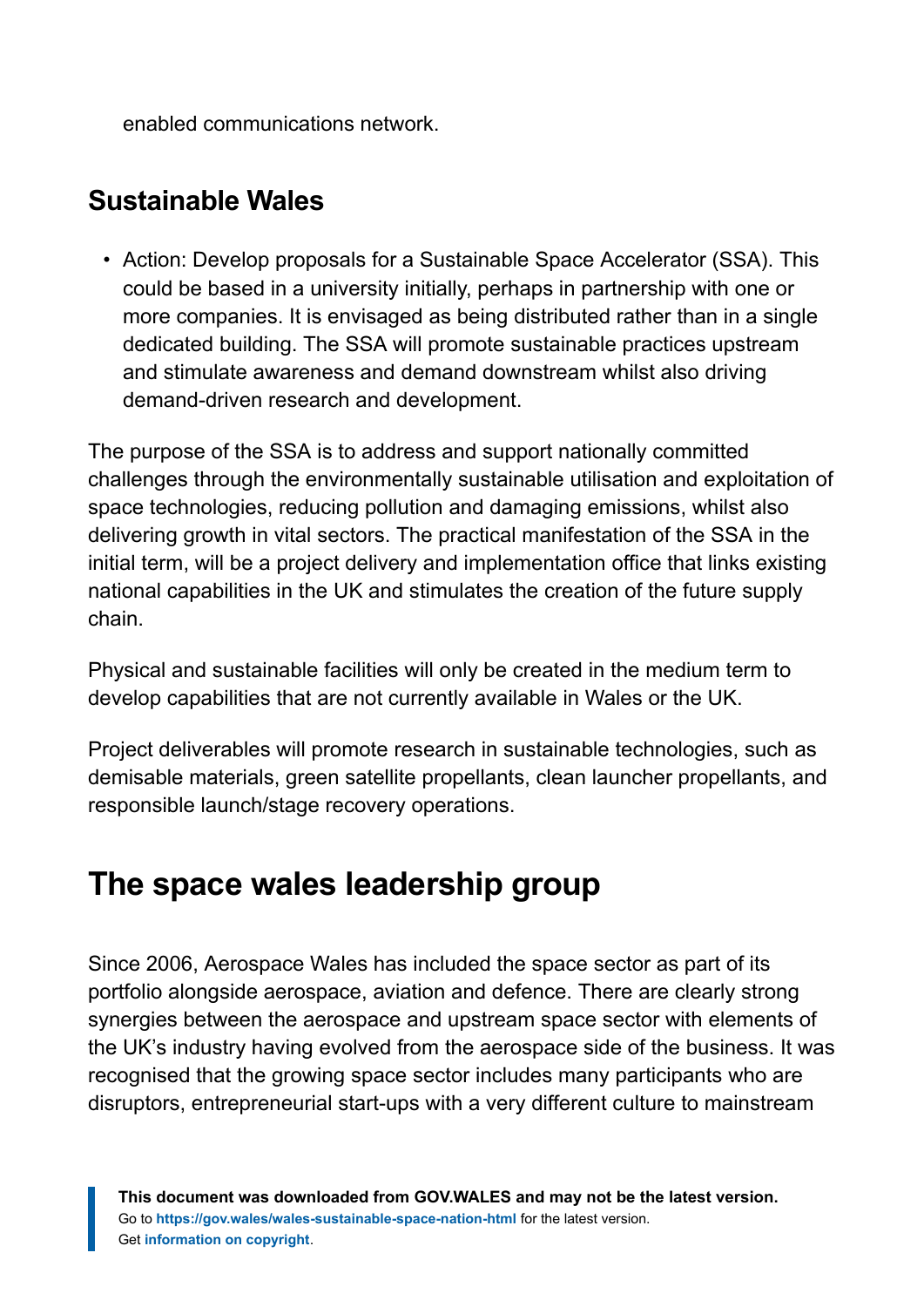enabled communications network.

### Sustainable Wales

- Action: Develop proposals for a Sustainable Space Accelerator (SSA). This could be based in a university initially, perhaps in partnership with one or more companies. It is envisaged as being distributed rather than in a single dedicated building. The SSA will promote sustainable practices upstream and stimulate awareness and demand downstream whilst also driving demand-driven research and development.

The purpose of the SSA is to address and support nationally committed challenges through the environmentally sustainable utilisation and exploitation of space technologies, reducing pollution and damaging emissions, whilst also delivering growth in vital sectors. The practical manifestation of the SSA in the initial term, will be a project delivery and implementation office that links existing national capabilities in the UK and stimulates the creation of the future supply chain.

Physical and sustainable facilities will only be created in the medium term to develop capabilities that are not currently available in Wales or the UK.

Project deliverables will promote research in sustainable technologies, such as demisable materials, green satellite propellants, clean launcher propellants, and responsible launch/stage recovery operations.

## The space wales leadership group

Since 2006, Aerospace Wales has included the space sector as part of its portfolio alongside aerospace, aviation and defence. There are clearly strong synergies between the aerospace and upstream space sector with elements of the UK's industry having evolved from the aerospace side of the business. It was recognised that the growing space sector includes many participants who are disruptors, entrepreneurial start-ups with a very different culture to mainstream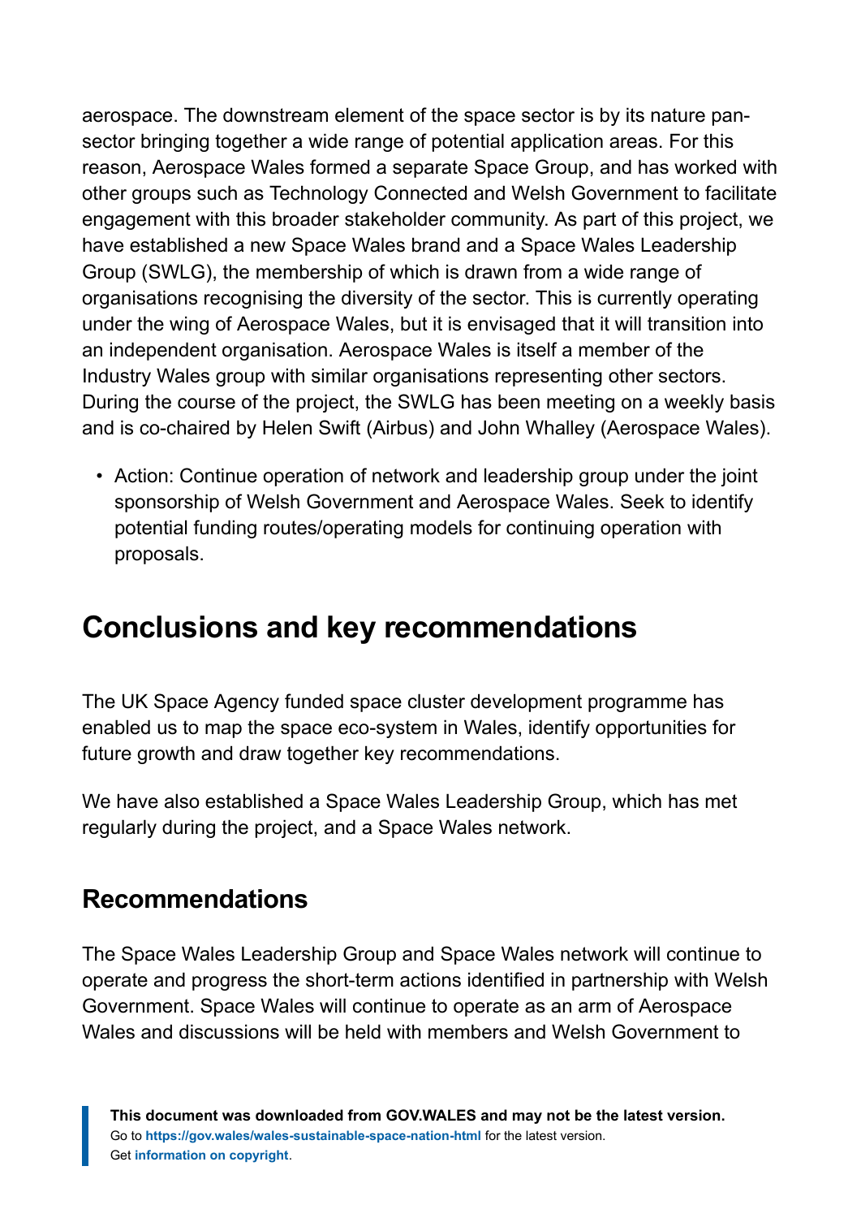aerospace. The downstream element of the space sector is by its nature pan-sector bringing together a wide range of potential application areas. For this reason, Aerospace Wales formed a separate Space Group, and has worked with other groups such as Technology Connected and Welsh Government to facilitate engagement with this broader stakeholder community. As part of this project, we have established a new Space Wales brand and a Space Wales Leadership Group (SWLG), the membership of which is drawn from a wide range of organisations recognising the diversity of the sector. This is currently operating under the wing of Aerospace Wales, but it is envisaged that it will transition into an independent organisation. Aerospace Wales is itself a member of the Industry Wales group with similar organisations representing other sectors. During the course of the project, the SWLG has been meeting on a weekly basis and is co-chaired by Helen Swift (Airbus) and John Whalley (Aerospace Wales).

- Action: Continue operation of network and leadership group under the joint sponsorship of Welsh Government and Aerospace Wales. Seek to identify potential funding routes/operating models for continuing operation with proposals.

## Conclusions and key recommendations

The UK Space Agency funded space cluster development programme has enabled us to map the space eco-system in Wales, identify opportunities for future growth and draw together key recommendations.

We have also established a Space Wales Leadership Group, which has met regularly during the project, and a Space Wales network.

### Recommendations

The Space Wales Leadership Group and Space Wales network will continue to operate and progress the short-term actions identified in partnership with Welsh Government. Space Wales will continue to operate as an arm of Aerospace Wales and discussions will be held with members and Welsh Government to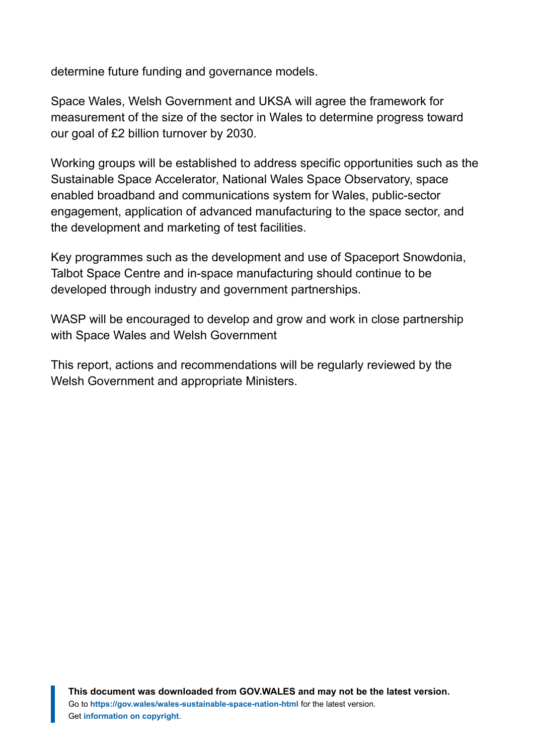determine future funding and governance models.

Space Wales, Welsh Government and UKSA will agree the framework for measurement of the size of the sector in Wales to determine progress toward our goal of £2 billion turnover by 2030.

Working groups will be established to address specific opportunities such as the Sustainable Space Accelerator, National Wales Space Observatory, space enabled broadband and communications system for Wales, public-sector engagement, application of advanced manufacturing to the space sector, and the development and marketing of test facilities.

Key programmes such as the development and use of Spaceport Snowdonia, Talbot Space Centre and in-space manufacturing should continue to be developed through industry and government partnerships.

WASP will be encouraged to develop and grow and work in close partnership with Space Wales and Welsh Government

This report, actions and recommendations will be regularly reviewed by the Welsh Government and appropriate Ministers.

**This document was downloaded from GOV.WALES and may not be the latest version.**
Go to **https://gov.wales/wales-sustainable-space-nation-html** for the latest version.
Get **information on copyright**.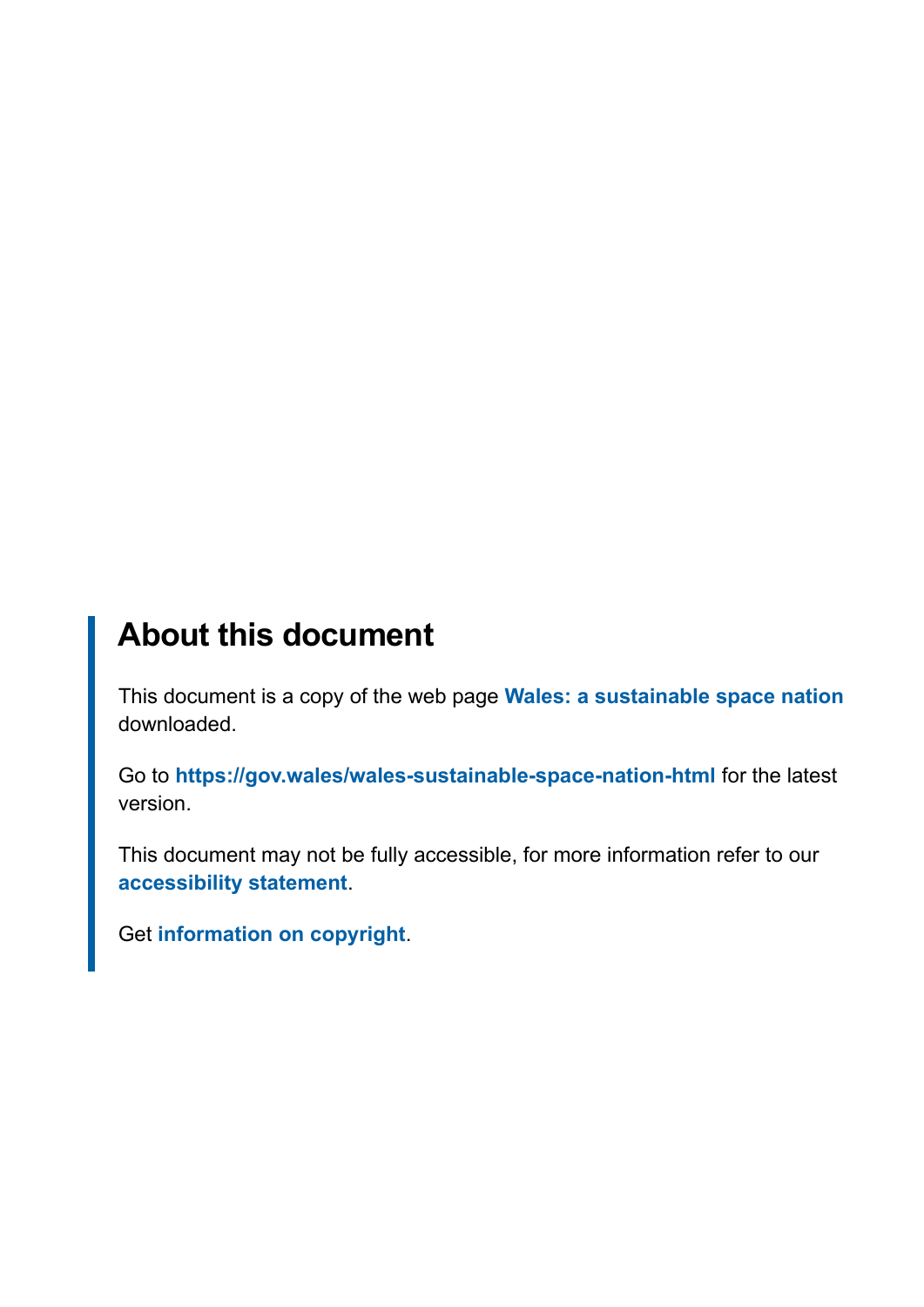## About this document

This document is a copy of the web page **Wales: a sustainable space nation** downloaded.

Go to **https://gov.wales/wales-sustainable-space-nation-html** for the latest version.

This document may not be fully accessible, for more information refer to our **accessibility statement**.

Get **information on copyright**.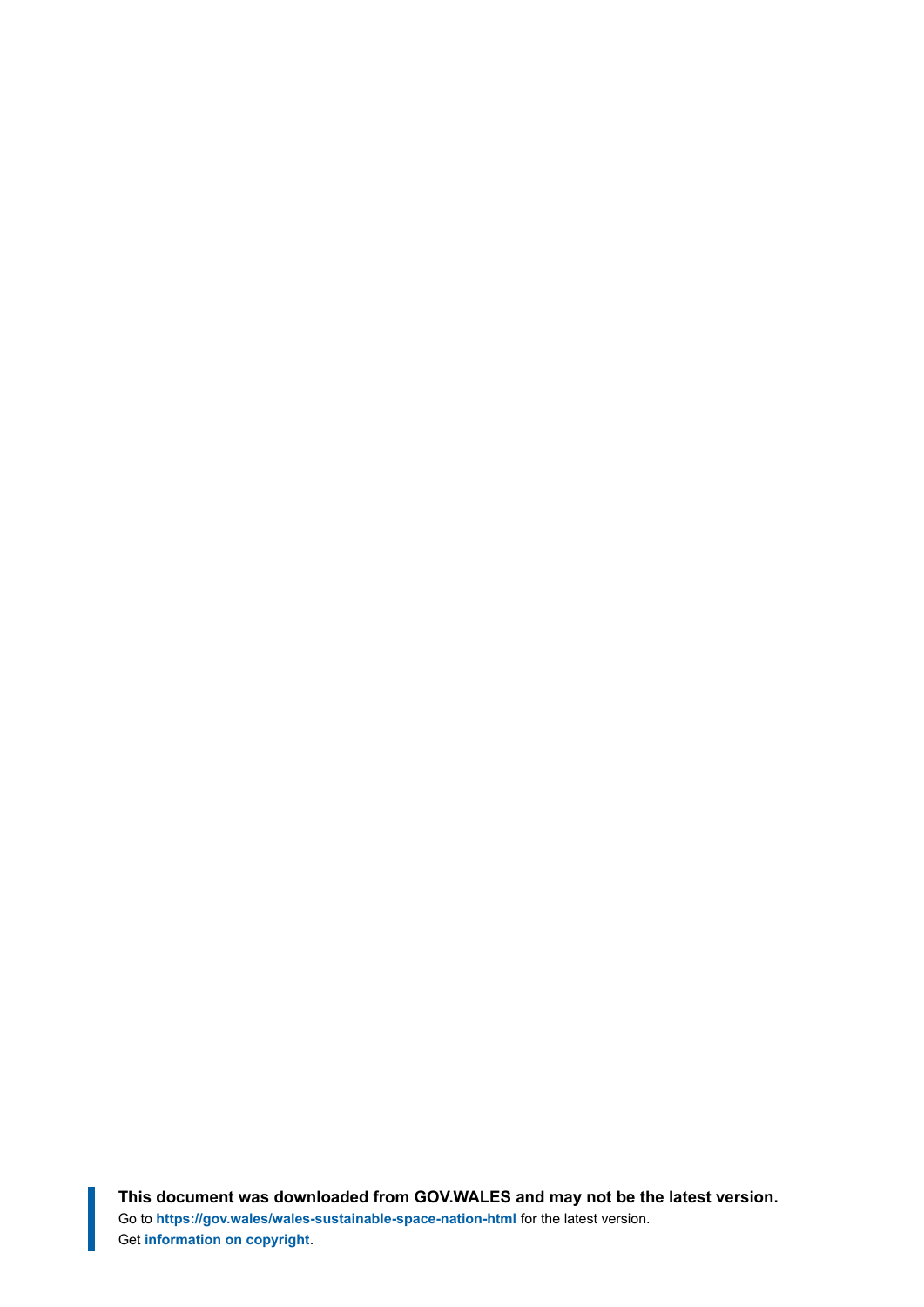**This document was downloaded from GOV.WALES and may not be the latest version.**
Go to **https://gov.wales/wales-sustainable-space-nation-html** for the latest version.
Get **information on copyright**.